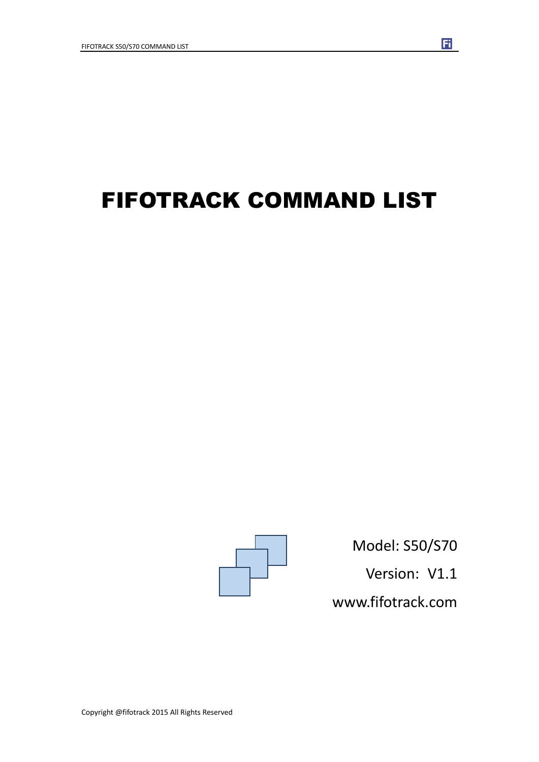# FIFOTRACK COMMAND LIST

Model: S50/S70

Version: V1.1

www.fifotrack.com

Copyright @fifotrack 2015 All Rights Reserved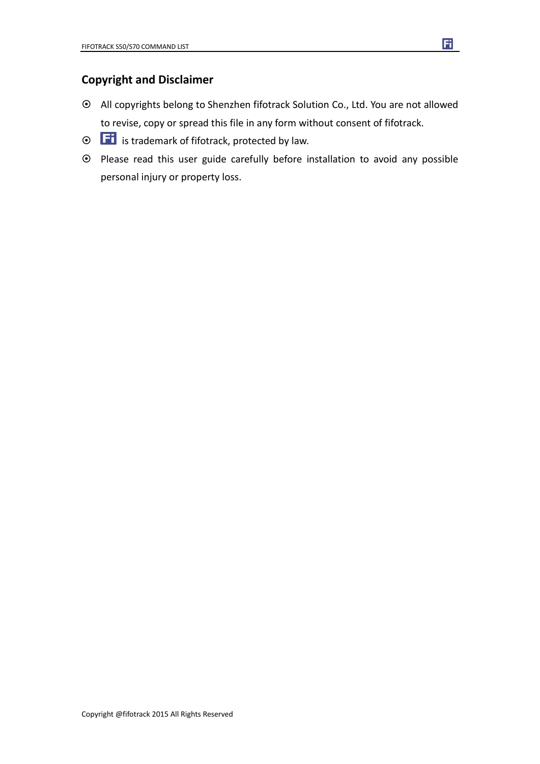## Copyright and Disclaimer

- All copyrights belong to Shenzhen fifotrack Solution Co., Ltd. You are not allowed to revise, copy or spread this file in any form without consent of fifotrack.
- Fi is trademark of fifotrack, protected by law.
- Please read this user guide carefully before installation to avoid any possible personal injury or property loss.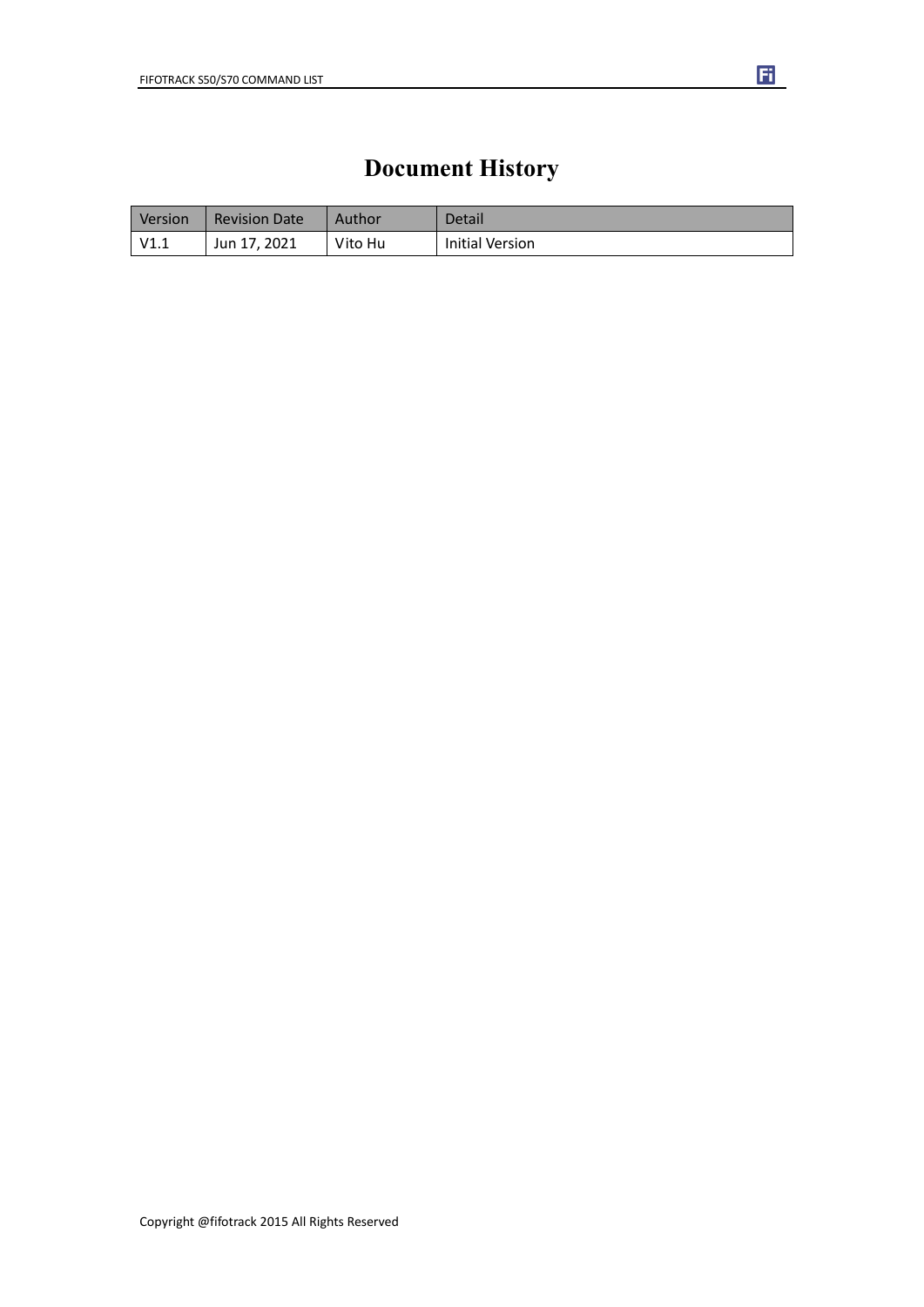# Document History

| Version | Revision Date | Author | Detail |
| --- | --- | --- | --- |
| V1.1 | Jun 17, 2021 | Vito Hu | Initial Version |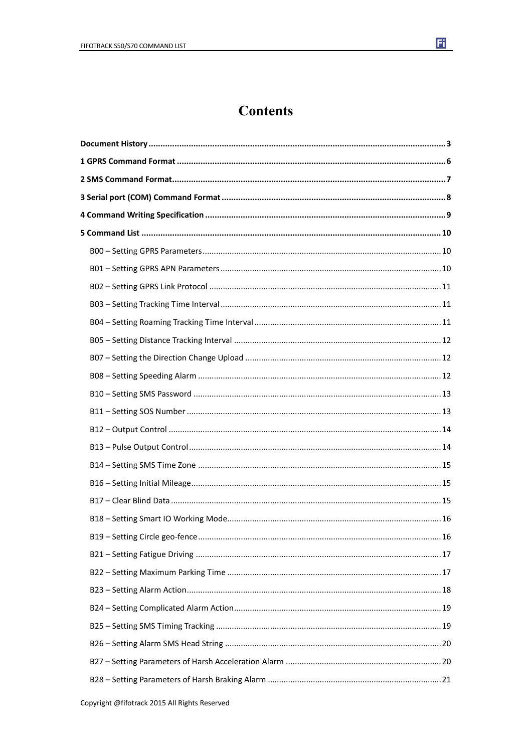# Contents

**Document History** .......... **3**

**1 GPRS Command Format** .......... **6**

**2 SMS Command Format** .......... **7**

**3 Serial port (COM) Command Format** .......... **8**

**4 Command Writing Specification** .......... **9**

**5 Command List** .......... **10**

- B00 – Setting GPRS Parameters .......... 10
- B01 – Setting GPRS APN Parameters .......... 10
- B02 – Setting GPRS Link Protocol .......... 11
- B03 – Setting Tracking Time Interval .......... 11
- B04 – Setting Roaming Tracking Time Interval .......... 11
- B05 – Setting Distance Tracking Interval .......... 12
- B07 – Setting the Direction Change Upload .......... 12
- B08 – Setting Speeding Alarm .......... 12
- B10 – Setting SMS Password .......... 13
- B11 – Setting SOS Number .......... 13
- B12 – Output Control .......... 14
- B13 – Pulse Output Control .......... 14
- B14 – Setting SMS Time Zone .......... 15
- B16 – Setting Initial Mileage .......... 15
- B17 – Clear Blind Data .......... 15
- B18 – Setting Smart IO Working Mode .......... 16
- B19 – Setting Circle geo-fence .......... 16
- B21 – Setting Fatigue Driving .......... 17
- B22 – Setting Maximum Parking Time .......... 17
- B23 – Setting Alarm Action .......... 18
- B24 – Setting Complicated Alarm Action .......... 19
- B25 – Setting SMS Timing Tracking .......... 19
- B26 – Setting Alarm SMS Head String .......... 20
- B27 – Setting Parameters of Harsh Acceleration Alarm .......... 20
- B28 – Setting Parameters of Harsh Braking Alarm .......... 21

Copyright @fifotrack 2015 All Rights Reserved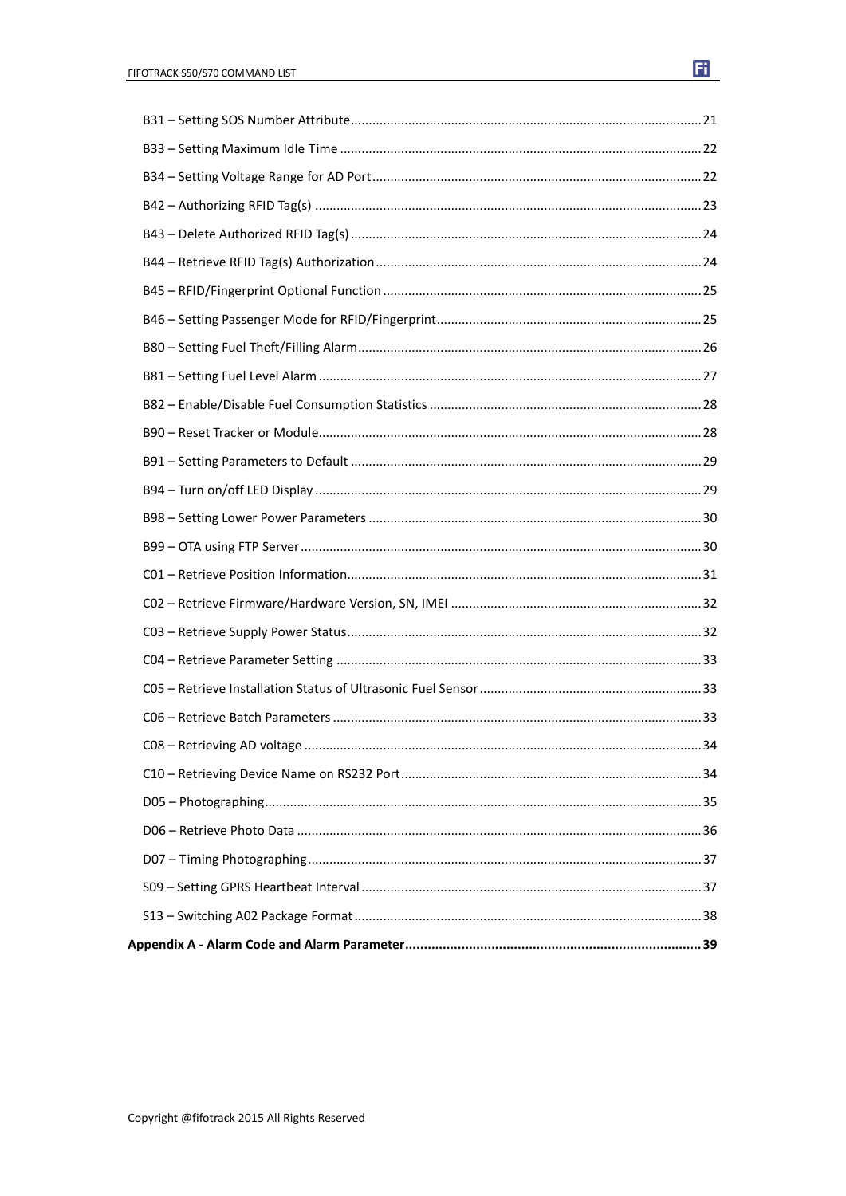B31 – Setting SOS Number Attribute ........................................................................................21

B33 – Setting Maximum Idle Time ..........................................................................................22

B34 – Setting Voltage Range for AD Port ................................................................................22

B42 – Authorizing RFID Tag(s) ................................................................................................23

B43 – Delete Authorized RFID Tag(s) .....................................................................................24

B44 – Retrieve RFID Tag(s) Authorization ...............................................................................24

B45 – RFID/Fingerprint Optional Function ..............................................................................25

B46 – Setting Passenger Mode for RFID/Fingerprint ..............................................................25

B80 – Setting Fuel Theft/Filling Alarm .....................................................................................26

B81 – Setting Fuel Level Alarm ...............................................................................................27

B82 – Enable/Disable Fuel Consumption Statistics .................................................................28

B90 – Reset Tracker or Module ...............................................................................................28

B91 – Setting Parameters to Default .......................................................................................29

B94 – Turn on/off LED Display ................................................................................................29

B98 – Setting Lower Power Parameters ..................................................................................30

B99 – OTA using FTP Server ...................................................................................................30

C01 – Retrieve Position Information ........................................................................................31

C02 – Retrieve Firmware/Hardware Version, SN, IMEI ...........................................................32

C03 – Retrieve Supply Power Status .......................................................................................32

C04 – Retrieve Parameter Setting ...........................................................................................33

C05 – Retrieve Installation Status of Ultrasonic Fuel Sensor ...................................................33

C06 – Retrieve Batch Parameters ...........................................................................................33

C08 – Retrieving AD voltage ...................................................................................................34

C10 – Retrieving Device Name on RS232 Port ........................................................................34

D05 – Photographing ..............................................................................................................35

D06 – Retrieve Photo Data .....................................................................................................36

D07 – Timing Photographing ...................................................................................................37

S09 – Setting GPRS Heartbeat Interval ....................................................................................37

S13 – Switching A02 Package Format .....................................................................................38

**Appendix A - Alarm Code and Alarm Parameter ...................................................................39**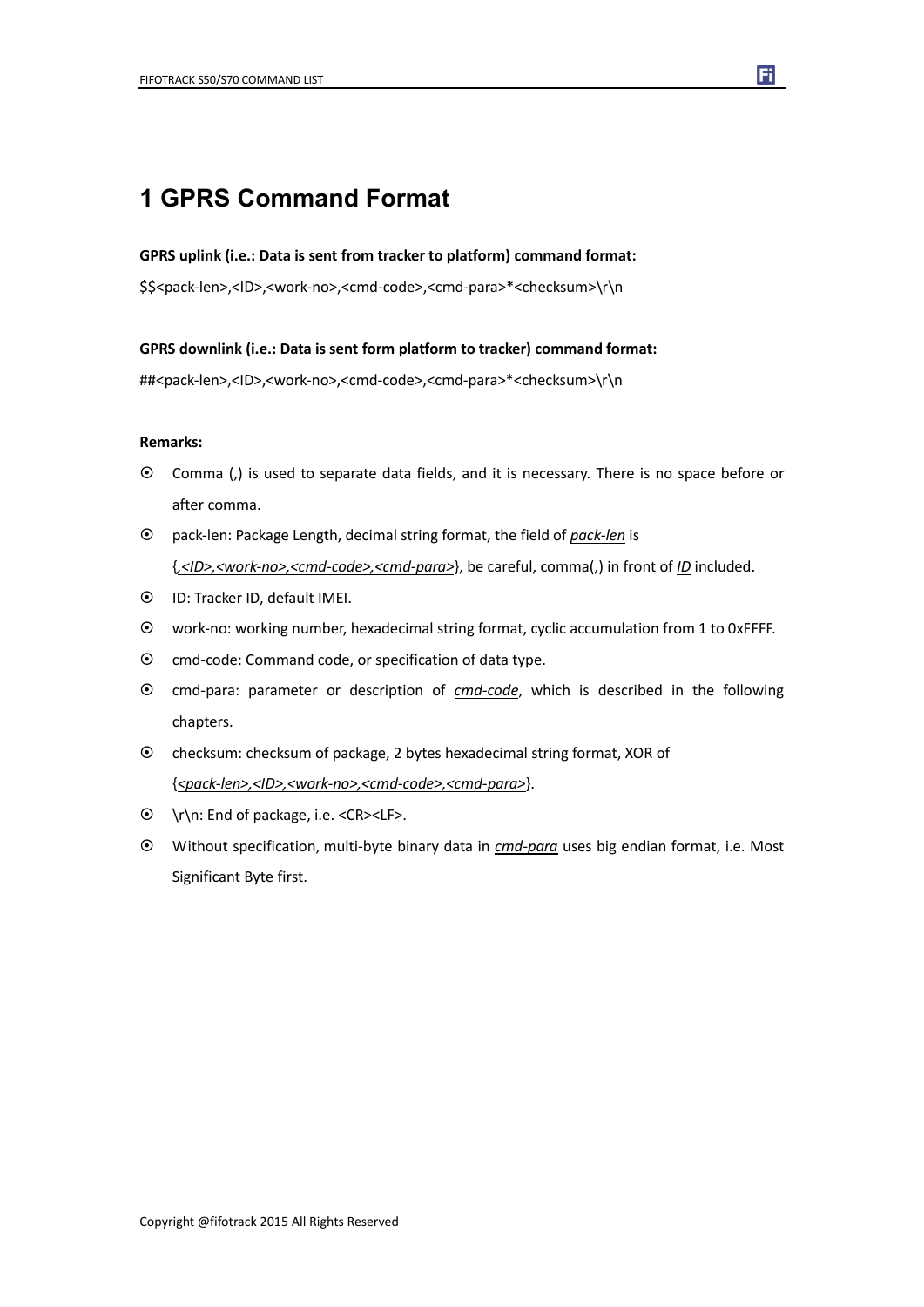# 1 GPRS Command Format

**GPRS uplink (i.e.: Data is sent from tracker to platform) command format:**

$$<pack-len>,<ID>,<work-no>,<cmd-code>,<cmd-para>*<checksum>\r\n

**GPRS downlink (i.e.: Data is sent form platform to tracker) command format:**

##<pack-len>,<ID>,<work-no>,<cmd-code>,<cmd-para>*<checksum>\r\n

**Remarks:**

- Comma (,) is used to separate data fields, and it is necessary. There is no space before or after comma.
- pack-len: Package Length, decimal string format, the field of ***pack-len*** is {***,<ID>,<work-no>,<cmd-code>,<cmd-para>***}, be careful, comma(,) in front of ***ID*** included.
- ID: Tracker ID, default IMEI.
- work-no: working number, hexadecimal string format, cyclic accumulation from 1 to 0xFFFF.
- cmd-code: Command code, or specification of data type.
- cmd-para: parameter or description of ***cmd-code***, which is described in the following chapters.
- checksum: checksum of package, 2 bytes hexadecimal string format, XOR of {***<pack-len>,<ID>,<work-no>,<cmd-code>,<cmd-para>***}.
- \r\n: End of package, i.e. <CR><LF>.
- Without specification, multi-byte binary data in ***cmd-para*** uses big endian format, i.e. Most Significant Byte first.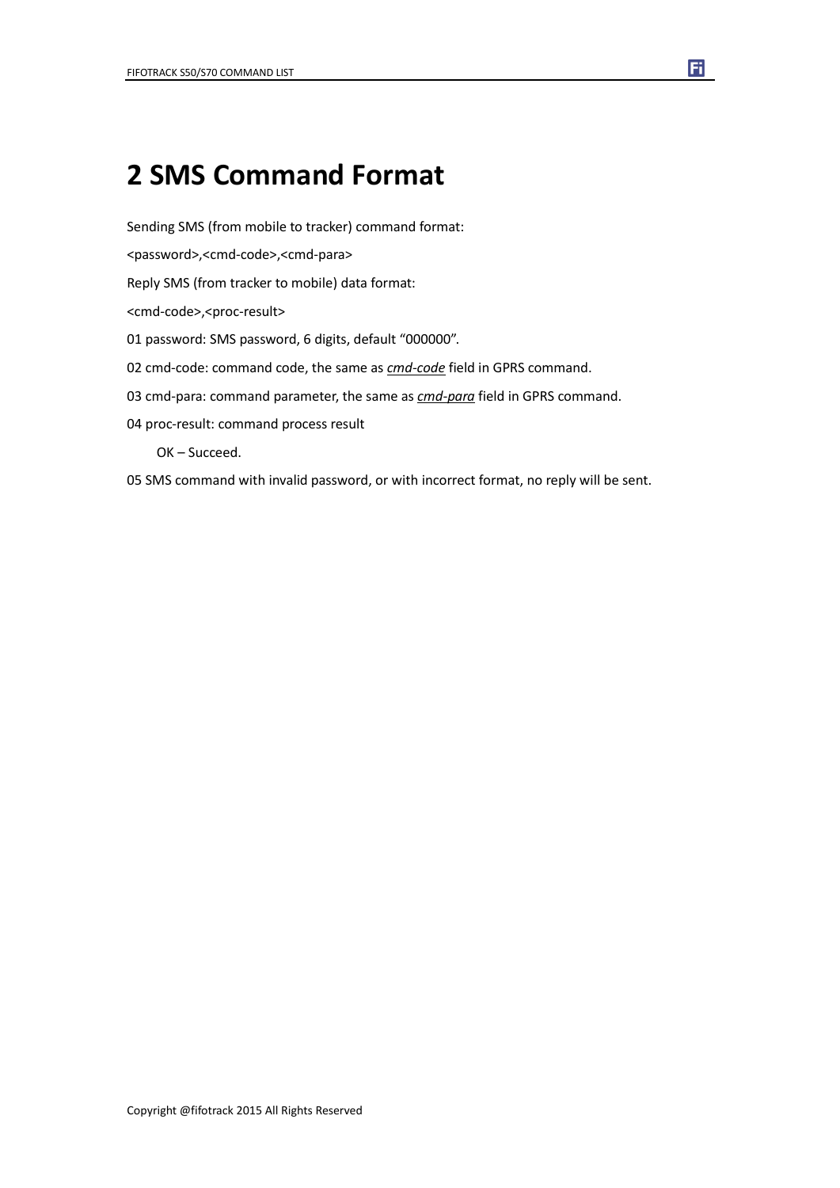# 2 SMS Command Format

Sending SMS (from mobile to tracker) command format:

<password>,<cmd-code>,<cmd-para>

Reply SMS (from tracker to mobile) data format:

<cmd-code>,<proc-result>

01 password: SMS password, 6 digits, default “000000”.

02 cmd-code: command code, the same as ***cmd-code*** field in GPRS command.

03 cmd-para: command parameter, the same as ***cmd-para*** field in GPRS command.

04 proc-result: command process result

    OK – Succeed.

05 SMS command with invalid password, or with incorrect format, no reply will be sent.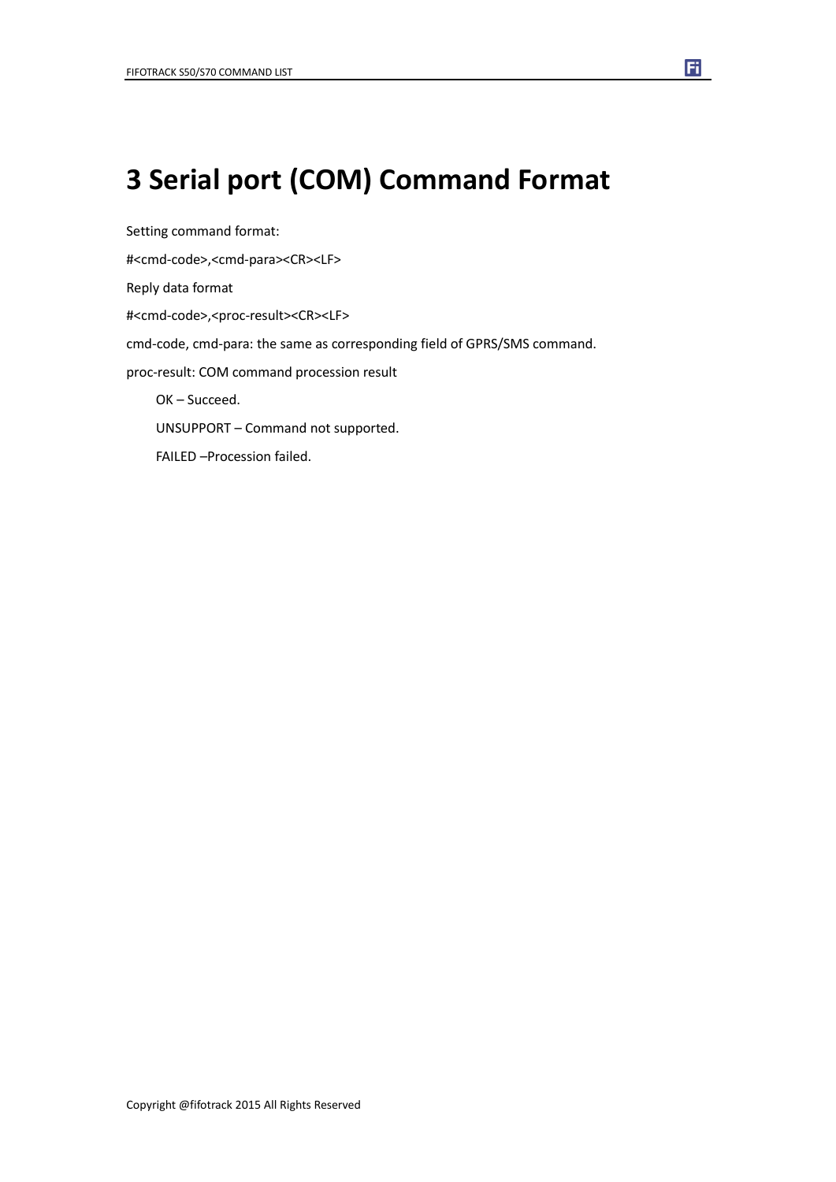# 3 Serial port (COM) Command Format

Setting command format:

#<cmd-code>,<cmd-para><CR><LF>

Reply data format

#<cmd-code>,<proc-result><CR><LF>

cmd-code, cmd-para: the same as corresponding field of GPRS/SMS command.

proc-result: COM command procession result

OK – Succeed.

UNSUPPORT – Command not supported.

FAILED –Procession failed.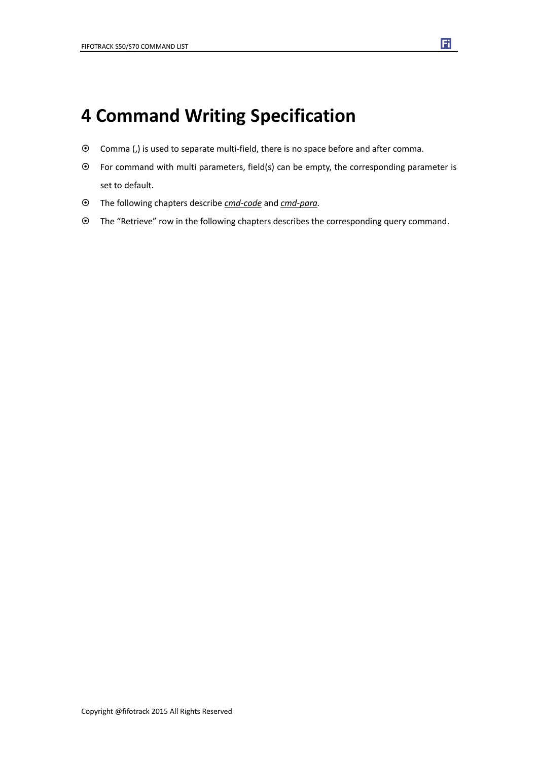# 4 Command Writing Specification

- Comma (,) is used to separate multi-field, there is no space before and after comma.
- For command with multi parameters, field(s) can be empty, the corresponding parameter is set to default.
- The following chapters describe ***cmd-code*** and ***cmd-para***.
- The "Retrieve" row in the following chapters describes the corresponding query command.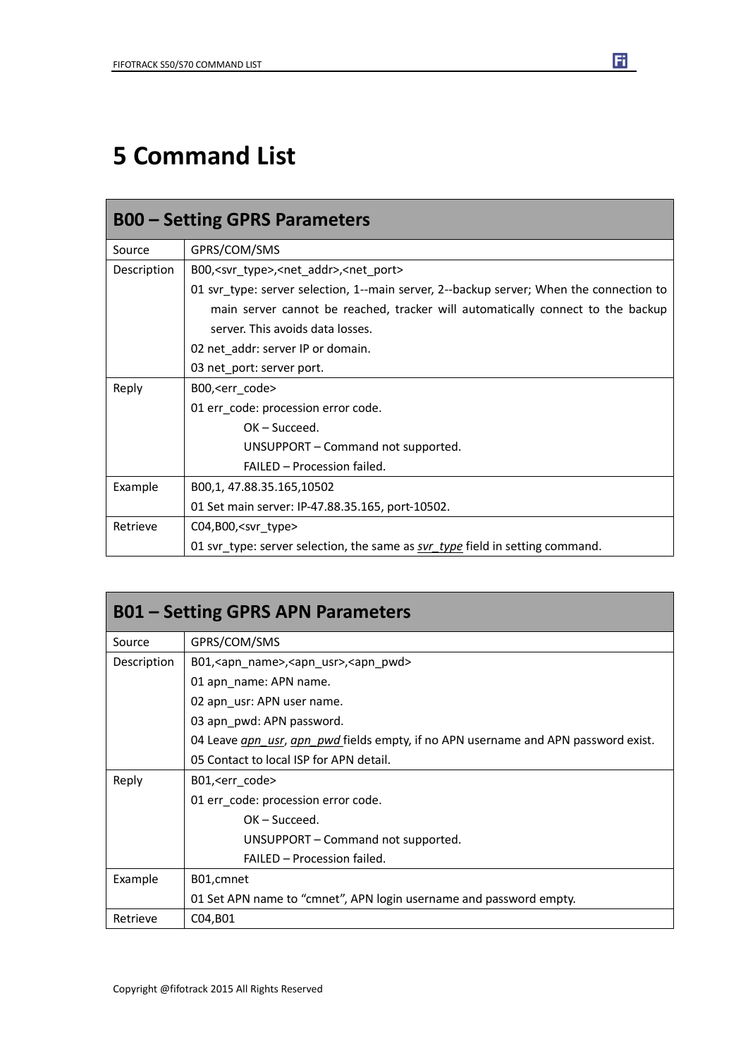// Omitted: running header "FIFOTRACK S50/S70 COMMAND LIST", Fi logo, footer "Copyright @fifotrack 2015 All Rights Reserved".

# 5 Command List

| B00 – Setting GPRS Parameters | |
|---|---|
| Source | GPRS/COM/SMS |
| Description | B00,<svr_type>,<net_addr>,<net_port><br>01 svr_type: server selection, 1--main server, 2--backup server; When the connection to main server cannot be reached, tracker will automatically connect to the backup server. This avoids data losses.<br>02 net_addr: server IP or domain.<br>03 net_port: server port. |
| Reply | B00,<err_code><br>01 err_code: procession error code.<br>OK – Succeed.<br>UNSUPPORT – Command not supported.<br>FAILED – Procession failed. |
| Example | B00,1, 47.88.35.165,10502<br>01 Set main server: IP-47.88.35.165, port-10502. |
| Retrieve | C04,B00,<svr_type><br>01 svr_type: server selection, the same as *svr_type* field in setting command. |

| B01 – Setting GPRS APN Parameters | |
|---|---|
| Source | GPRS/COM/SMS |
| Description | B01,<apn_name>,<apn_usr>,<apn_pwd><br>01 apn_name: APN name.<br>02 apn_usr: APN user name.<br>03 apn_pwd: APN password.<br>04 Leave *apn_usr*, *apn_pwd* fields empty, if no APN username and APN password exist.<br>05 Contact to local ISP for APN detail. |
| Reply | B01,<err_code><br>01 err_code: procession error code.<br>OK – Succeed.<br>UNSUPPORT – Command not supported.<br>FAILED – Procession failed. |
| Example | B01,cmnet<br>01 Set APN name to "cmnet", APN login username and password empty. |
| Retrieve | C04,B01 |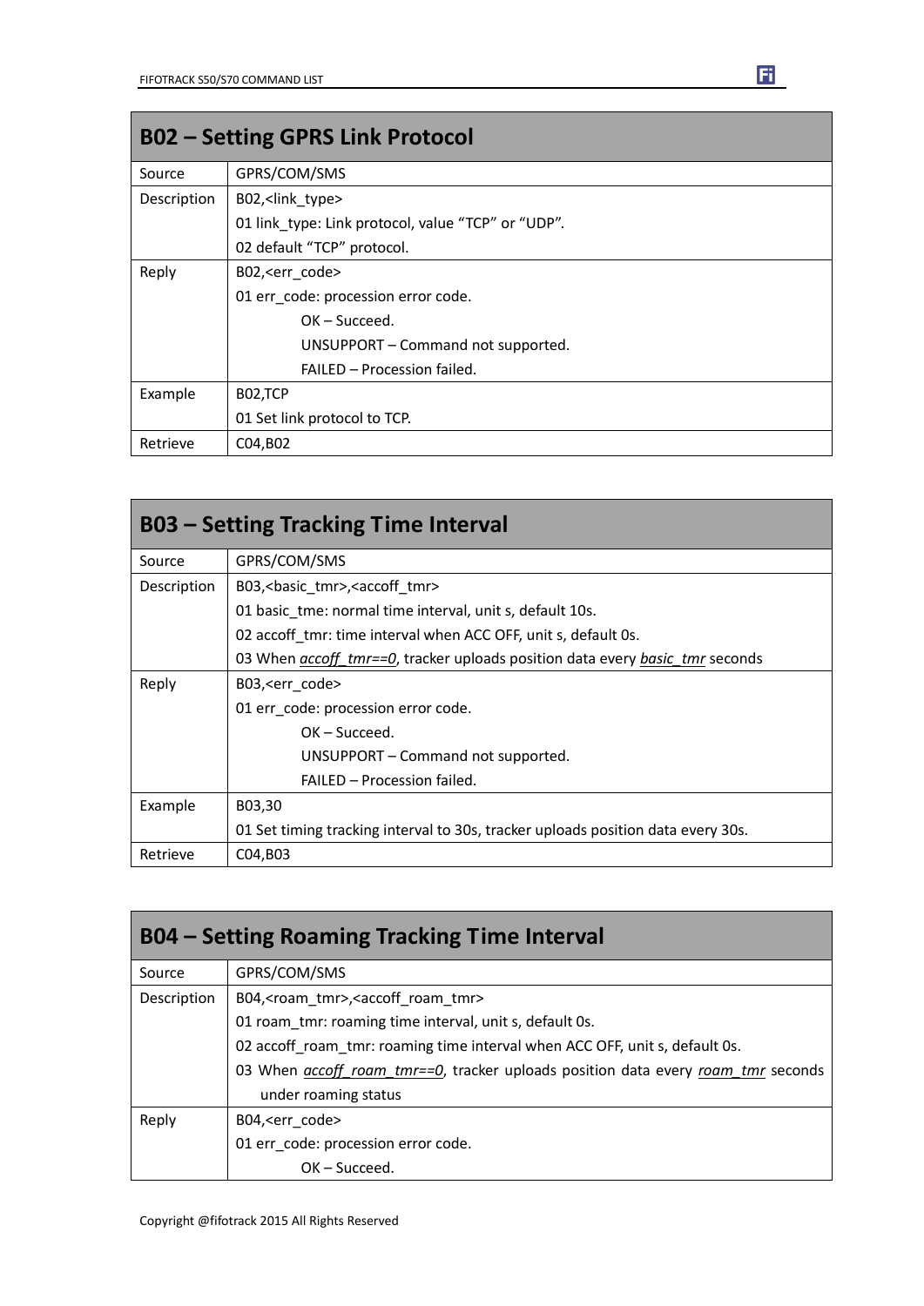| B02 – Setting GPRS Link Protocol | |
|---|---|
| Source | GPRS/COM/SMS |
| Description | B02,<link_type><br>01 link_type: Link protocol, value “TCP” or “UDP”.<br>02 default “TCP” protocol. |
| Reply | B02,<err_code><br>01 err_code: procession error code.<br>OK – Succeed.<br>UNSUPPORT – Command not supported.<br>FAILED – Procession failed. |
| Example | B02,TCP<br>01 Set link protocol to TCP. |
| Retrieve | C04,B02 |

| B03 – Setting Tracking Time Interval | |
|---|---|
| Source | GPRS/COM/SMS |
| Description | B03,<basic_tmr>,<accoff_tmr><br>01 basic_tme: normal time interval, unit s, default 10s.<br>02 accoff_tmr: time interval when ACC OFF, unit s, default 0s.<br>03 When *accoff_tmr==0*, tracker uploads position data every *basic_tmr* seconds |
| Reply | B03,<err_code><br>01 err_code: procession error code.<br>OK – Succeed.<br>UNSUPPORT – Command not supported.<br>FAILED – Procession failed. |
| Example | B03,30<br>01 Set timing tracking interval to 30s, tracker uploads position data every 30s. |
| Retrieve | C04,B03 |

| B04 – Setting Roaming Tracking Time Interval | |
|---|---|
| Source | GPRS/COM/SMS |
| Description | B04,<roam_tmr>,<accoff_roam_tmr><br>01 roam_tmr: roaming time interval, unit s, default 0s.<br>02 accoff_roam_tmr: roaming time interval when ACC OFF, unit s, default 0s.<br>03 When *accoff_roam_tmr==0*, tracker uploads position data every *roam_tmr* seconds under roaming status |
| Reply | B04,<err_code><br>01 err_code: procession error code.<br>OK – Succeed. |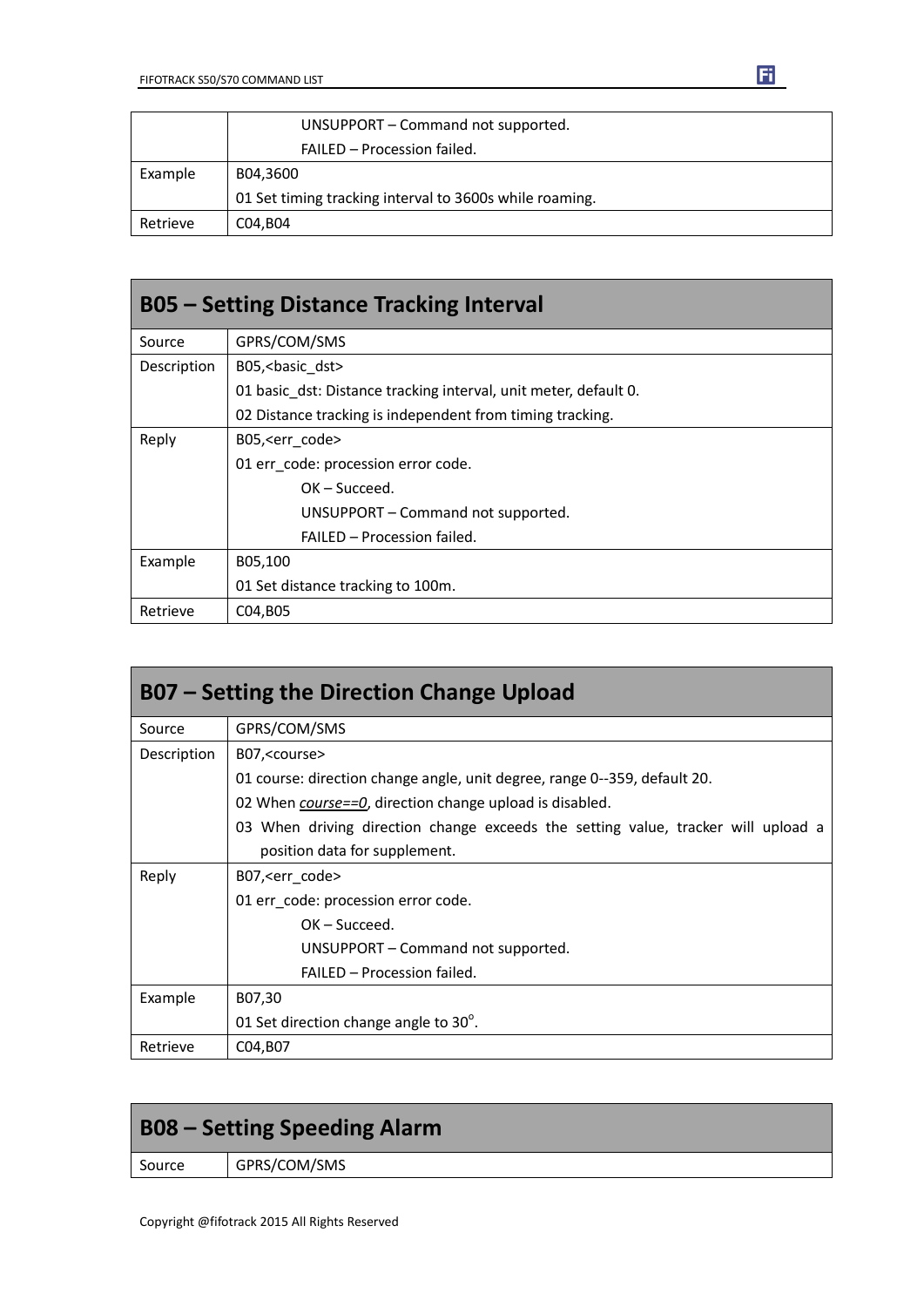| | |
|---|---|
| | UNSUPPORT – Command not supported.<br>FAILED – Procession failed. |
| Example | B04,3600<br>01 Set timing tracking interval to 3600s while roaming. |
| Retrieve | C04,B04 |

| B05 – Setting Distance Tracking Interval | |
|---|---|
| Source | GPRS/COM/SMS |
| Description | B05,<basic_dst><br>01 basic_dst: Distance tracking interval, unit meter, default 0.<br>02 Distance tracking is independent from timing tracking. |
| Reply | B05,<err_code><br>01 err_code: procession error code.<br>OK – Succeed.<br>UNSUPPORT – Command not supported.<br>FAILED – Procession failed. |
| Example | B05,100<br>01 Set distance tracking to 100m. |
| Retrieve | C04,B05 |

| B07 – Setting the Direction Change Upload | |
|---|---|
| Source | GPRS/COM/SMS |
| Description | B07,<course><br>01 course: direction change angle, unit degree, range 0--359, default 20.<br>02 When *course==0*, direction change upload is disabled.<br>03 When driving direction change exceeds the setting value, tracker will upload a position data for supplement. |
| Reply | B07,<err_code><br>01 err_code: procession error code.<br>OK – Succeed.<br>UNSUPPORT – Command not supported.<br>FAILED – Procession failed. |
| Example | B07,30<br>01 Set direction change angle to 30°. |
| Retrieve | C04,B07 |

| B08 – Setting Speeding Alarm | |
|---|---|
| Source | GPRS/COM/SMS |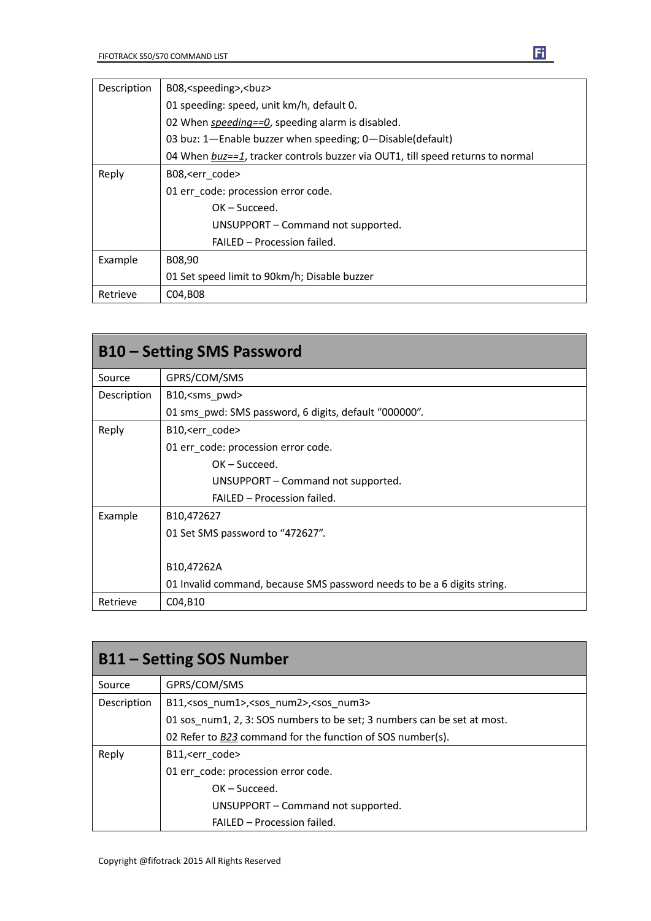| Description | B08,<speeding>,<buz><br>01 speeding: speed, unit km/h, default 0.<br>02 When *speeding==0*, speeding alarm is disabled.<br>03 buz: 1—Enable buzzer when speeding; 0—Disable(default)<br>04 When *buz==1*, tracker controls buzzer via OUT1, till speed returns to normal |
|---|---|
| Reply | B08,<err_code><br>01 err_code: procession error code.<br>OK – Succeed.<br>UNSUPPORT – Command not supported.<br>FAILED – Procession failed. |
| Example | B08,90<br>01 Set speed limit to 90km/h; Disable buzzer |
| Retrieve | C04,B08 |

## B10 – Setting SMS Password

| Source | GPRS/COM/SMS |
|---|---|
| Description | B10,<sms_pwd><br>01 sms_pwd: SMS password, 6 digits, default "000000". |
| Reply | B10,<err_code><br>01 err_code: procession error code.<br>OK – Succeed.<br>UNSUPPORT – Command not supported.<br>FAILED – Procession failed. |
| Example | B10,472627<br>01 Set SMS password to "472627".<br><br>B10,47262A<br>01 Invalid command, because SMS password needs to be a 6 digits string. |
| Retrieve | C04,B10 |

## B11 – Setting SOS Number

| Source | GPRS/COM/SMS |
|---|---|
| Description | B11,<sos_num1>,<sos_num2>,<sos_num3><br>01 sos_num1, 2, 3: SOS numbers to be set; 3 numbers can be set at most.<br>02 Refer to *B23* command for the function of SOS number(s). |
| Reply | B11,<err_code><br>01 err_code: procession error code.<br>OK – Succeed.<br>UNSUPPORT – Command not supported.<br>FAILED – Procession failed. |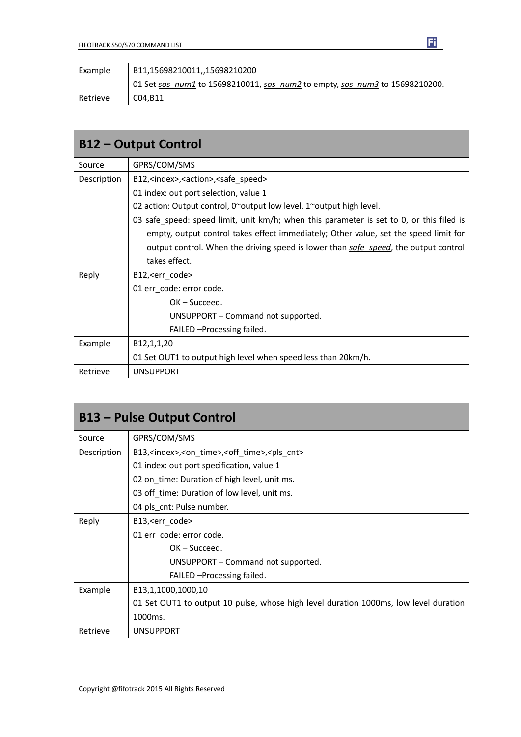| Example | B11,15698210011,,15698210200<br>01 Set *sos_num1* to 15698210011, *sos_num2* to empty, *sos_num3* to 15698210200. |
|---|---|
| Retrieve | C04,B11 |

## B12 – Output Control

| Source | GPRS/COM/SMS |
|---|---|
| Description | B12,<index>,<action>,<safe_speed><br>01 index: out port selection, value 1<br>02 action: Output control, 0~output low level, 1~output high level.<br>03 safe_speed: speed limit, unit km/h; when this parameter is set to 0, or this filed is empty, output control takes effect immediately; Other value, set the speed limit for output control. When the driving speed is lower than *safe_speed*, the output control takes effect. |
| Reply | B12,<err_code><br>01 err_code: error code.<br>OK – Succeed.<br>UNSUPPORT – Command not supported.<br>FAILED –Processing failed. |
| Example | B12,1,1,20<br>01 Set OUT1 to output high level when speed less than 20km/h. |
| Retrieve | UNSUPPORT |

## B13 – Pulse Output Control

| Source | GPRS/COM/SMS |
|---|---|
| Description | B13,<index>,<on_time>,<off_time>,<pls_cnt><br>01 index: out port specification, value 1<br>02 on_time: Duration of high level, unit ms.<br>03 off_time: Duration of low level, unit ms.<br>04 pls_cnt: Pulse number. |
| Reply | B13,<err_code><br>01 err_code: error code.<br>OK – Succeed.<br>UNSUPPORT – Command not supported.<br>FAILED –Processing failed. |
| Example | B13,1,1000,1000,10<br>01 Set OUT1 to output 10 pulse, whose high level duration 1000ms, low level duration 1000ms. |
| Retrieve | UNSUPPORT |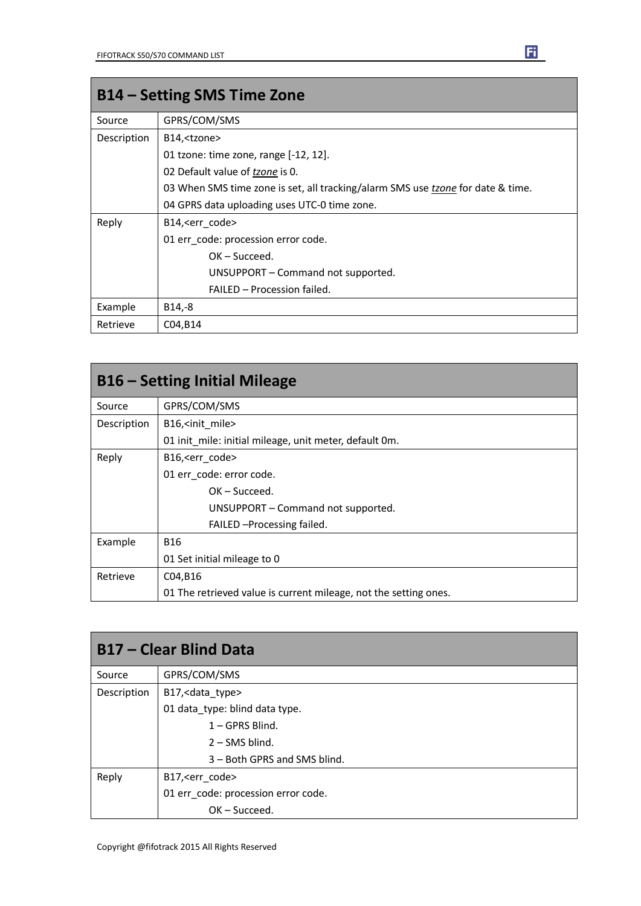## B14 – Setting SMS Time Zone

| | |
|---|---|
| Source | GPRS/COM/SMS |
| Description | B14,<tzone><br>01 tzone: time zone, range [-12, 12].<br>02 Default value of ***tzone*** is 0.<br>03 When SMS time zone is set, all tracking/alarm SMS use ***tzone*** for date & time.<br>04 GPRS data uploading uses UTC-0 time zone. |
| Reply | B14,<err_code><br>01 err_code: procession error code.<br>OK – Succeed.<br>UNSUPPORT – Command not supported.<br>FAILED – Procession failed. |
| Example | B14,-8 |
| Retrieve | C04,B14 |

## B16 – Setting Initial Mileage

| | |
|---|---|
| Source | GPRS/COM/SMS |
| Description | B16,<init_mile><br>01 init_mile: initial mileage, unit meter, default 0m. |
| Reply | B16,<err_code><br>01 err_code: error code.<br>OK – Succeed.<br>UNSUPPORT – Command not supported.<br>FAILED –Processing failed. |
| Example | B16<br>01 Set initial mileage to 0 |
| Retrieve | C04,B16<br>01 The retrieved value is current mileage, not the setting ones. |

## B17 – Clear Blind Data

| | |
|---|---|
| Source | GPRS/COM/SMS |
| Description | B17,<data_type><br>01 data_type: blind data type.<br>1 – GPRS Blind.<br>2 – SMS blind.<br>3 – Both GPRS and SMS blind. |
| Reply | B17,<err_code><br>01 err_code: procession error code.<br>OK – Succeed. |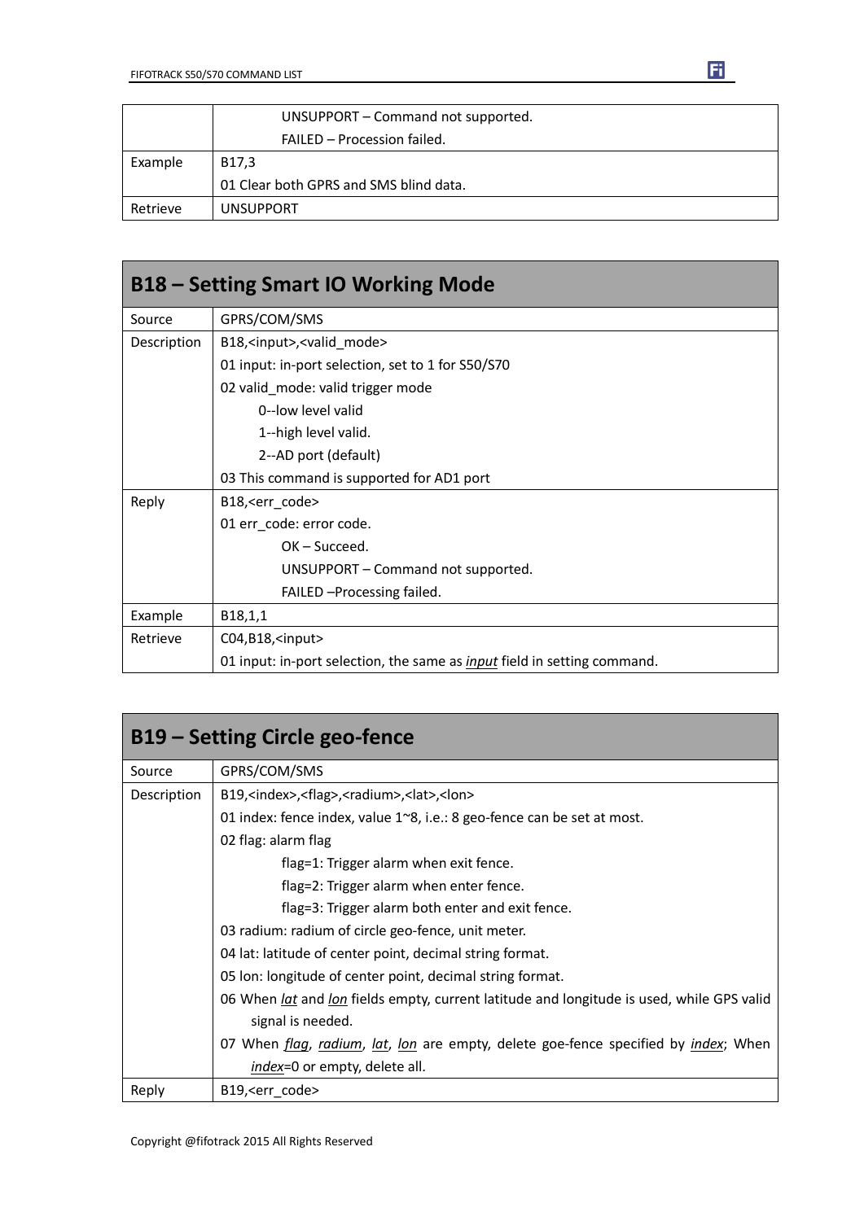| | UNSUPPORT – Command not supported.<br>FAILED – Procession failed. |
|---|---|
| Example | B17,3<br>01 Clear both GPRS and SMS blind data. |
| Retrieve | UNSUPPORT |

| B18 – Setting Smart IO Working Mode | |
|---|---|
| Source | GPRS/COM/SMS |
| Description | B18,<input>,<valid_mode><br>01 input: in-port selection, set to 1 for S50/S70<br>02 valid_mode: valid trigger mode<br>0--low level valid<br>1--high level valid.<br>2--AD port (default)<br>03 This command is supported for AD1 port |
| Reply | B18,<err_code><br>01 err_code: error code.<br>OK – Succeed.<br>UNSUPPORT – Command not supported.<br>FAILED –Processing failed. |
| Example | B18,1,1 |
| Retrieve | C04,B18,<input><br>01 input: in-port selection, the same as *input* field in setting command. |

| B19 – Setting Circle geo-fence | |
|---|---|
| Source | GPRS/COM/SMS |
| Description | B19,<index>,<flag>,<radium>,<lat>,<lon><br>01 index: fence index, value 1~8, i.e.: 8 geo-fence can be set at most.<br>02 flag: alarm flag<br>flag=1: Trigger alarm when exit fence.<br>flag=2: Trigger alarm when enter fence.<br>flag=3: Trigger alarm both enter and exit fence.<br>03 radium: radium of circle geo-fence, unit meter.<br>04 lat: latitude of center point, decimal string format.<br>05 lon: longitude of center point, decimal string format.<br>06 When *lat* and *lon* fields empty, current latitude and longitude is used, while GPS valid signal is needed.<br>07 When *flag*, *radium*, *lat*, *lon* are empty, delete goe-fence specified by *index*; When *index*=0 or empty, delete all. |
| Reply | B19,<err_code> |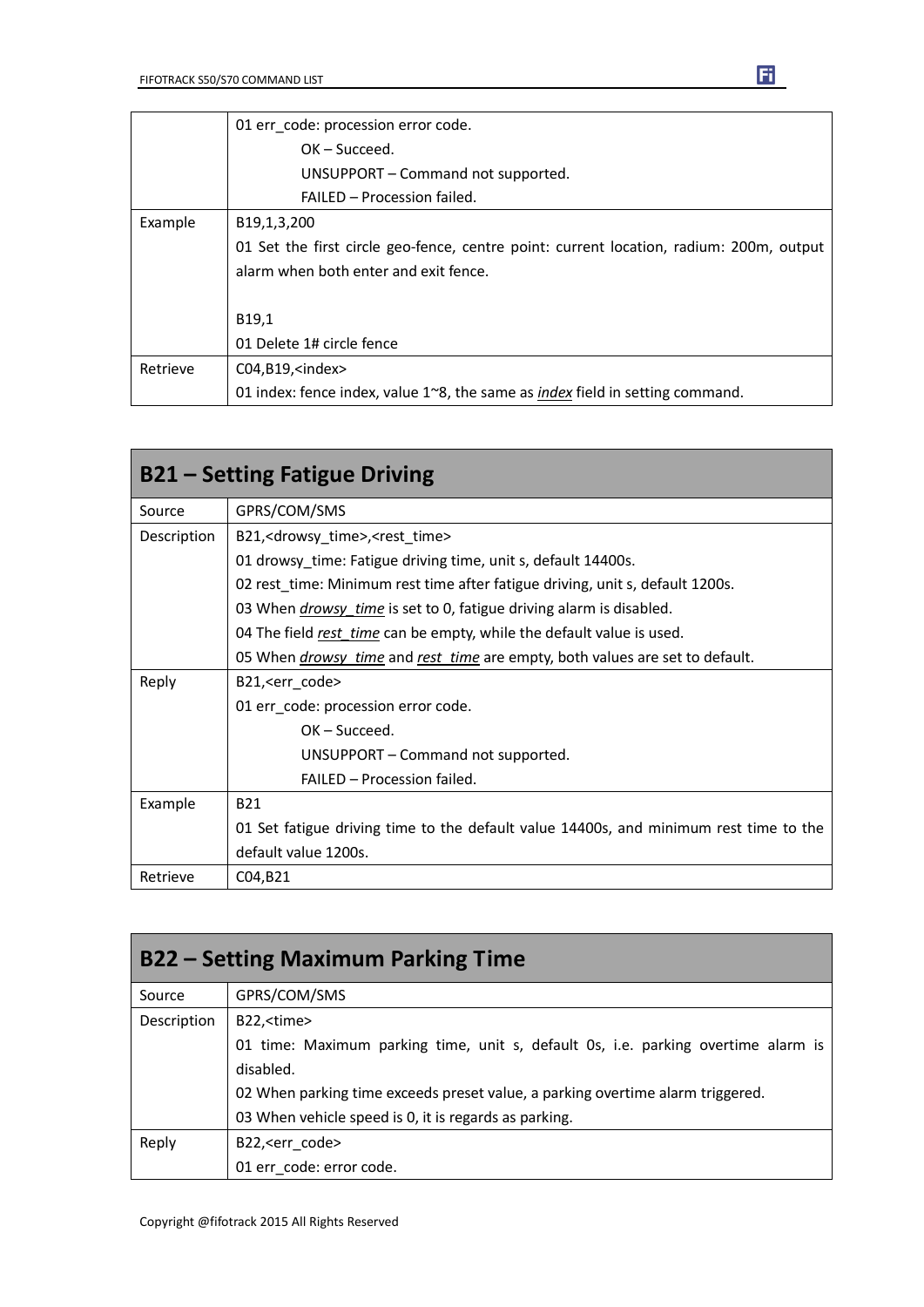| | |
|---|---|
| | 01 err_code: procession error code.<br>OK – Succeed.<br>UNSUPPORT – Command not supported.<br>FAILED – Procession failed. |
| Example | B19,1,3,200<br>01 Set the first circle geo-fence, centre point: current location, radius: 200m, output alarm when both enter and exit fence.<br><br>B19,1<br>01 Delete 1# circle fence |
| Retrieve | C04,B19,<index><br>01 index: fence index, value 1~8, the same as *index* field in setting command. |

## B21 – Setting Fatigue Driving

| | |
|---|---|
| Source | GPRS/COM/SMS |
| Description | B21,<drowsy_time>,<rest_time><br>01 drowsy_time: Fatigue driving time, unit s, default 14400s.<br>02 rest_time: Minimum rest time after fatigue driving, unit s, default 1200s.<br>03 When *drowsy_time* is set to 0, fatigue driving alarm is disabled.<br>04 The field *rest_time* can be empty, while the default value is used.<br>05 When *drowsy_time* and *rest_time* are empty, both values are set to default. |
| Reply | B21,<err_code><br>01 err_code: procession error code.<br>OK – Succeed.<br>UNSUPPORT – Command not supported.<br>FAILED – Procession failed. |
| Example | B21<br>01 Set fatigue driving time to the default value 14400s, and minimum rest time to the default value 1200s. |
| Retrieve | C04,B21 |

## B22 – Setting Maximum Parking Time

| | |
|---|---|
| Source | GPRS/COM/SMS |
| Description | B22,<time><br>01 time: Maximum parking time, unit s, default 0s, i.e. parking overtime alarm is disabled.<br>02 When parking time exceeds preset value, a parking overtime alarm triggered.<br>03 When vehicle speed is 0, it is regards as parking. |
| Reply | B22,<err_code><br>01 err_code: error code. |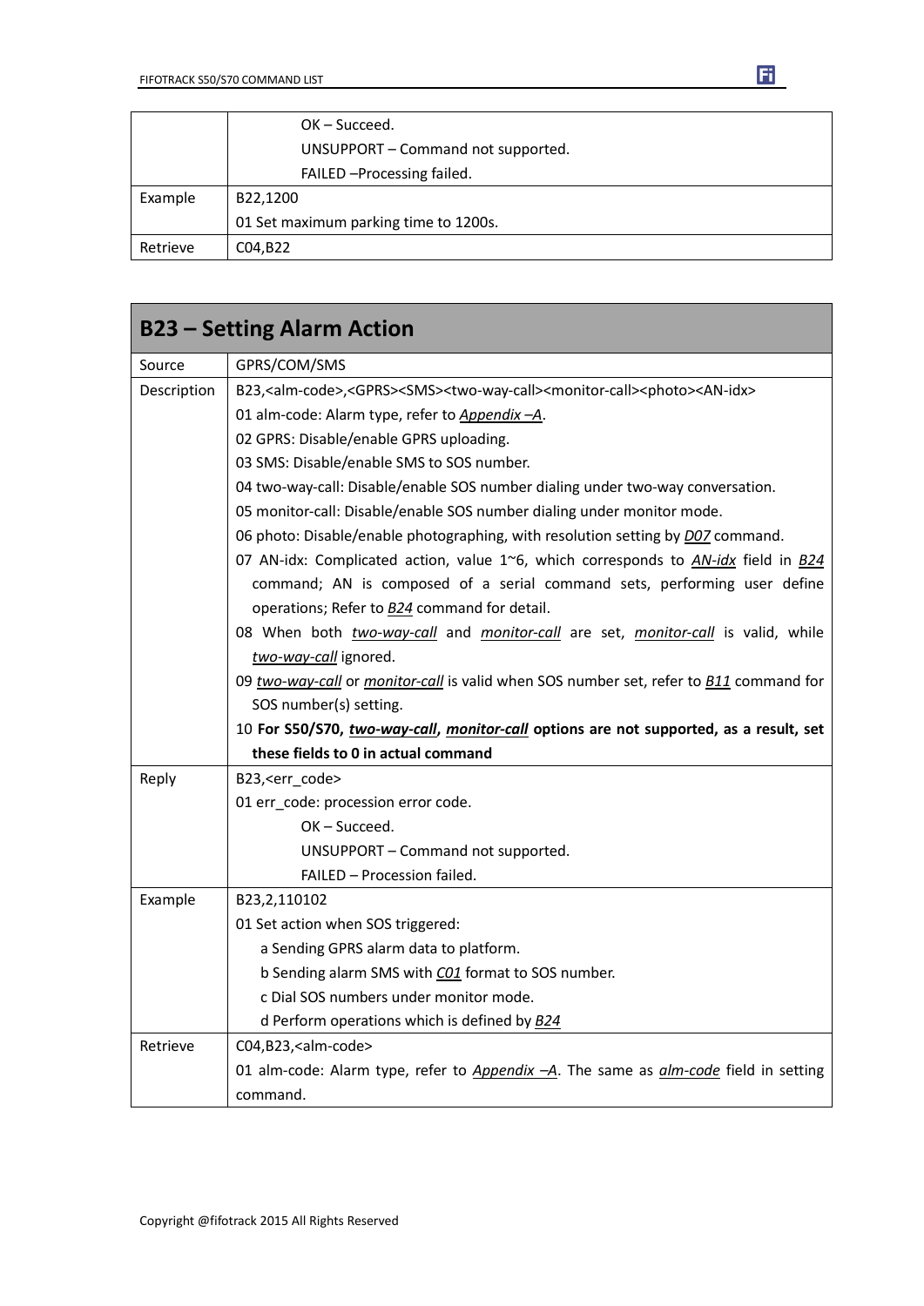| | |
|---|---|
| | OK – Succeed.<br>UNSUPPORT – Command not supported.<br>FAILED –Processing failed. |
| Example | B22,1200<br>01 Set maximum parking time to 1200s. |
| Retrieve | C04,B22 |

## B23 – Setting Alarm Action

| | |
|---|---|
| Source | GPRS/COM/SMS |
| Description | B23,<alm-code>,<GPRS><SMS><two-way-call><monitor-call><photo><AN-idx><br>01 alm-code: Alarm type, refer to *Appendix –A*.<br>02 GPRS: Disable/enable GPRS uploading.<br>03 SMS: Disable/enable SMS to SOS number.<br>04 two-way-call: Disable/enable SOS number dialing under two-way conversation.<br>05 monitor-call: Disable/enable SOS number dialing under monitor mode.<br>06 photo: Disable/enable photographing, with resolution setting by *D07* command.<br>07 AN-idx: Complicated action, value 1~6, which corresponds to *AN-idx* field in *B24* command; AN is composed of a serial command sets, performing user define operations; Refer to *B24* command for detail.<br>08 When both *two-way-call* and *monitor-call* are set, *monitor-call* is valid, while *two-way-call* ignored.<br>09 *two-way-call* or *monitor-call* is valid when SOS number set, refer to *B11* command for SOS number(s) setting.<br>10 **For S50/S70, *two-way-call*, *monitor-call* options are not supported, as a result, set these fields to 0 in actual command** |
| Reply | B23,<err_code><br>01 err_code: procession error code.<br>OK – Succeed.<br>UNSUPPORT – Command not supported.<br>FAILED – Procession failed. |
| Example | B23,2,110102<br>01 Set action when SOS triggered:<br>a Sending GPRS alarm data to platform.<br>b Sending alarm SMS with *C01* format to SOS number.<br>c Dial SOS numbers under monitor mode.<br>d Perform operations which is defined by *B24* |
| Retrieve | C04,B23,<alm-code><br>01 alm-code: Alarm type, refer to *Appendix –A*. The same as *alm-code* field in setting command. |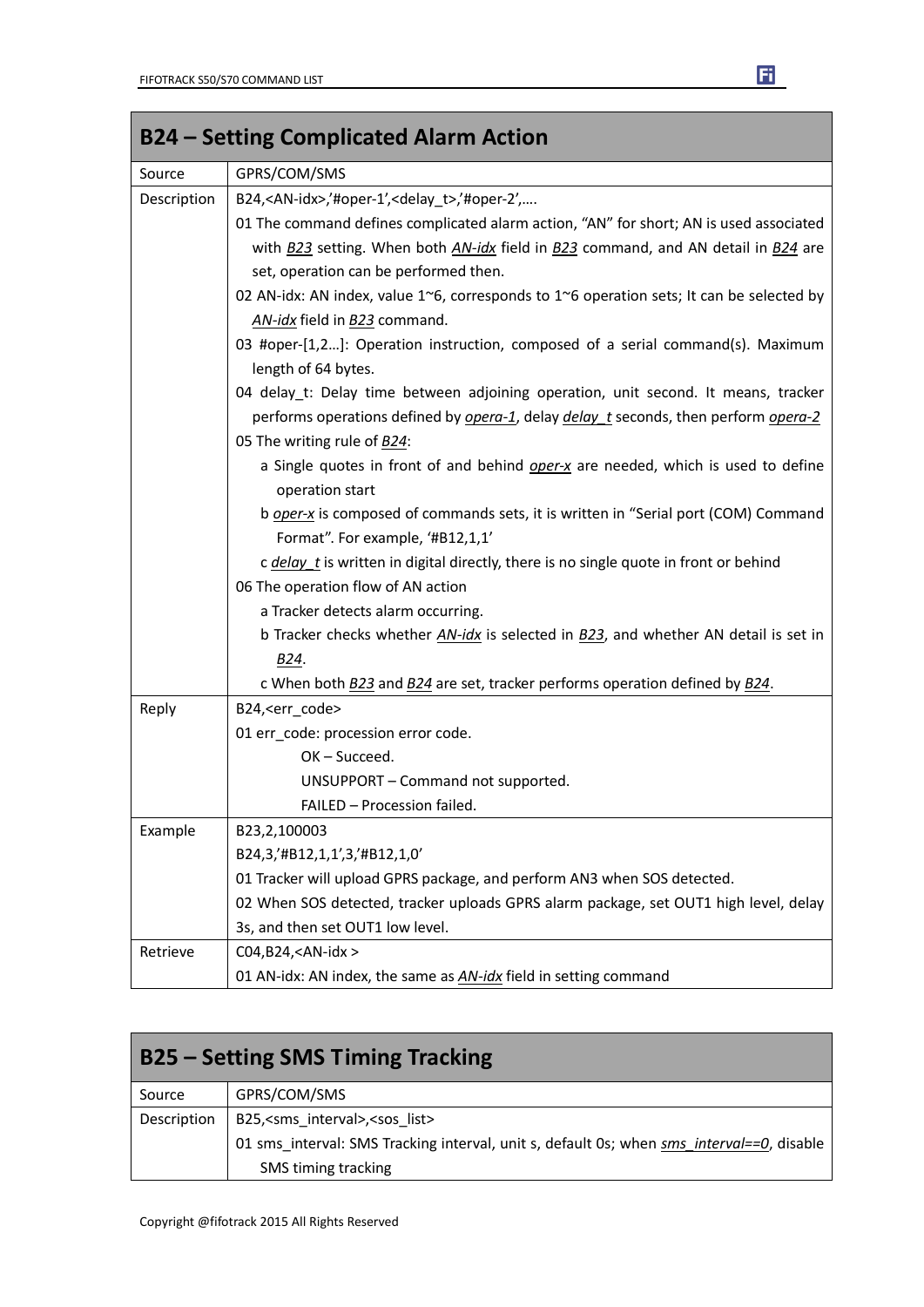## B24 – Setting Complicated Alarm Action

| | |
|---|---|
| Source | GPRS/COM/SMS |
| Description | B24,<AN-idx>,'#oper-1',<delay_t>,'#oper-2',….<br>01 The command defines complicated alarm action, "AN" for short; AN is used associated with *B23* setting. When both *AN-idx* field in *B23* command, and AN detail in *B24* are set, operation can be performed then.<br>02 AN-idx: AN index, value 1~6, corresponds to 1~6 operation sets; It can be selected by *AN-idx* field in *B23* command.<br>03 #oper-[1,2…]: Operation instruction, composed of a serial command(s). Maximum length of 64 bytes.<br>04 delay_t: Delay time between adjoining operation, unit second. It means, tracker performs operations defined by *opera-1*, delay *delay_t* seconds, then perform *opera-2*<br>05 The writing rule of *B24*:<br>a Single quotes in front of and behind *oper-x* are needed, which is used to define operation start<br>b *oper-x* is composed of commands sets, it is written in "Serial port (COM) Command Format". For example, '#B12,1,1'<br>c *delay_t* is written in digital directly, there is no single quote in front or behind<br>06 The operation flow of AN action<br>a Tracker detects alarm occurring.<br>b Tracker checks whether *AN-idx* is selected in *B23*, and whether AN detail is set in *B24*.<br>c When both *B23* and *B24* are set, tracker performs operation defined by *B24*. |
| Reply | B24,<err_code><br>01 err_code: procession error code.<br>OK – Succeed.<br>UNSUPPORT – Command not supported.<br>FAILED – Procession failed. |
| Example | B23,2,100003<br>B24,3,'#B12,1,1',3,'#B12,1,0'<br>01 Tracker will upload GPRS package, and perform AN3 when SOS detected.<br>02 When SOS detected, tracker uploads GPRS alarm package, set OUT1 high level, delay 3s, and then set OUT1 low level. |
| Retrieve | C04,B24,<AN-idx ><br>01 AN-idx: AN index, the same as *AN-idx* field in setting command |

## B25 – Setting SMS Timing Tracking

| | |
|---|---|
| Source | GPRS/COM/SMS |
| Description | B25,<sms_interval>,<sos_list><br>01 sms_interval: SMS Tracking interval, unit s, default 0s; when *sms_interval==0*, disable SMS timing tracking |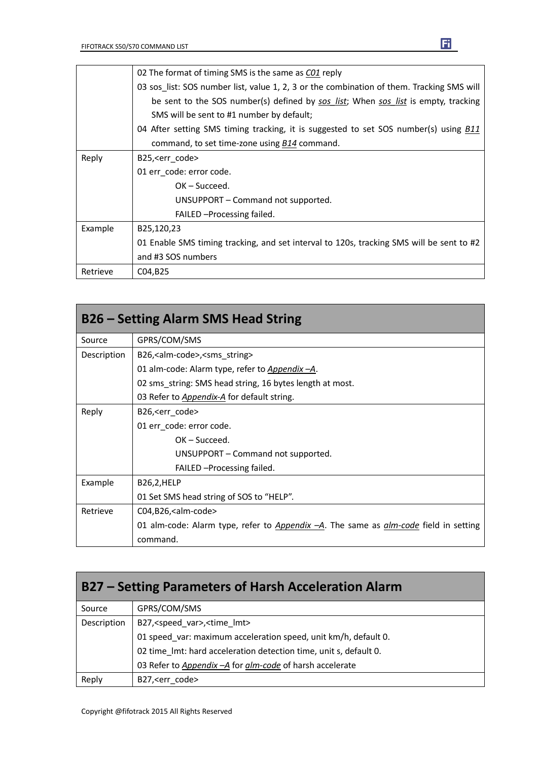| | |
|---|---|
| | 02 The format of timing SMS is the same as *C01* reply<br>03 sos_list: SOS number list, value 1, 2, 3 or the combination of them. Tracking SMS will be sent to the SOS number(s) defined by *sos_list*; When *sos_list* is empty, tracking SMS will be sent to #1 number by default;<br>04 After setting SMS timing tracking, it is suggested to set SOS number(s) using *B11* command, to set time-zone using *B14* command. |
| Reply | B25,<err_code><br>01 err_code: error code.<br>OK – Succeed.<br>UNSUPPORT – Command not supported.<br>FAILED –Processing failed. |
| Example | B25,120,23<br>01 Enable SMS timing tracking, and set interval to 120s, tracking SMS will be sent to #2 and #3 SOS numbers |
| Retrieve | C04,B25 |

## B26 – Setting Alarm SMS Head String

| | |
|---|---|
| Source | GPRS/COM/SMS |
| Description | B26,<alm-code>,<sms_string><br>01 alm-code: Alarm type, refer to *Appendix –A*.<br>02 sms_string: SMS head string, 16 bytes length at most.<br>03 Refer to *Appendix-A* for default string. |
| Reply | B26,<err_code><br>01 err_code: error code.<br>OK – Succeed.<br>UNSUPPORT – Command not supported.<br>FAILED –Processing failed. |
| Example | B26,2,HELP<br>01 Set SMS head string of SOS to "HELP". |
| Retrieve | C04,B26,<alm-code><br>01 alm-code: Alarm type, refer to *Appendix –A*. The same as *alm-code* field in setting command. |

## B27 – Setting Parameters of Harsh Acceleration Alarm

| | |
|---|---|
| Source | GPRS/COM/SMS |
| Description | B27,<speed_var>,<time_lmt><br>01 speed_var: maximum acceleration speed, unit km/h, default 0.<br>02 time_lmt: hard acceleration detection time, unit s, default 0.<br>03 Refer to *Appendix –A* for *alm-code* of harsh accelerate |
| Reply | B27,<err_code> |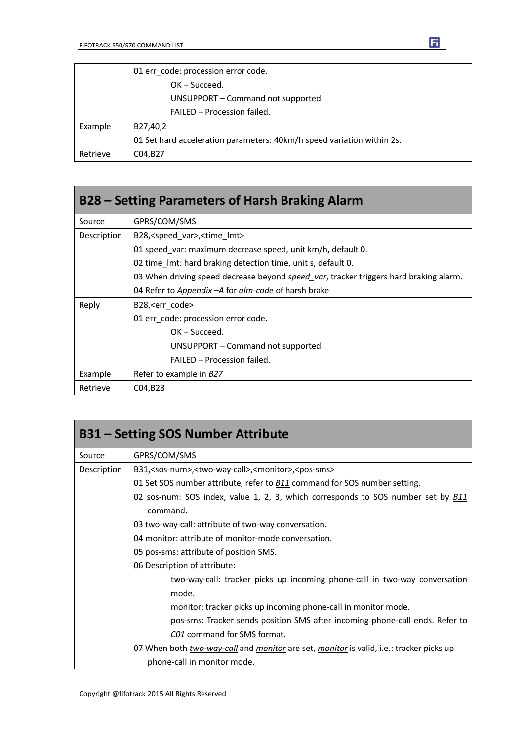| | |
|---|---|
| | 01 err_code: procession error code.<br>OK – Succeed.<br>UNSUPPORT – Command not supported.<br>FAILED – Procession failed. |
| Example | B27,40,2<br>01 Set hard acceleration parameters: 40km/h speed variation within 2s. |
| Retrieve | C04,B27 |

## B28 – Setting Parameters of Harsh Braking Alarm

| | |
|---|---|
| Source | GPRS/COM/SMS |
| Description | B28,<speed_var>,<time_lmt><br>01 speed_var: maximum decrease speed, unit km/h, default 0.<br>02 time_lmt: hard braking detection time, unit s, default 0.<br>03 When driving speed decrease beyond *speed_var*, tracker triggers hard braking alarm.<br>04 Refer to *Appendix –A* for *alm-code* of harsh brake |
| Reply | B28,<err_code><br>01 err_code: procession error code.<br>OK – Succeed.<br>UNSUPPORT – Command not supported.<br>FAILED – Procession failed. |
| Example | Refer to example in *B27* |
| Retrieve | C04,B28 |

## B31 – Setting SOS Number Attribute

| | |
|---|---|
| Source | GPRS/COM/SMS |
| Description | B31,<sos-num>,<two-way-call>,<monitor>,<pos-sms><br>01 Set SOS number attribute, refer to *B11* command for SOS number setting.<br>02 sos-num: SOS index, value 1, 2, 3, which corresponds to SOS number set by *B11* command.<br>03 two-way-call: attribute of two-way conversation.<br>04 monitor: attribute of monitor-mode conversation.<br>05 pos-sms: attribute of position SMS.<br>06 Description of attribute:<br>two-way-call: tracker picks up incoming phone-call in two-way conversation mode.<br>monitor: tracker picks up incoming phone-call in monitor mode.<br>pos-sms: Tracker sends position SMS after incoming phone-call ends. Refer to *C01* command for SMS format.<br>07 When both *two-way-call* and *monitor* are set, *monitor* is valid, i.e.: tracker picks up phone-call in monitor mode. |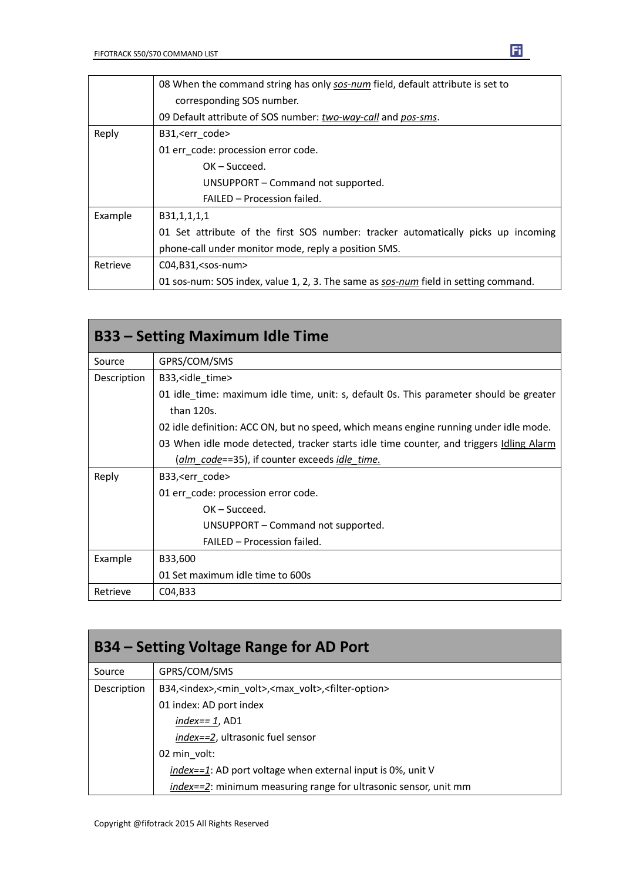| | |
|---|---|
| | 08 When the command string has only *sos-num* field, default attribute is set to corresponding SOS number.<br>09 Default attribute of SOS number: *two-way-call* and *pos-sms*. |
| Reply | B31,<err_code><br>01 err_code: procession error code.<br>OK – Succeed.<br>UNSUPPORT – Command not supported.<br>FAILED – Procession failed. |
| Example | B31,1,1,1,1<br>01 Set attribute of the first SOS number: tracker automatically picks up incoming phone-call under monitor mode, reply a position SMS. |
| Retrieve | C04,B31,<sos-num><br>01 sos-num: SOS index, value 1, 2, 3. The same as *sos-num* field in setting command. |

## B33 – Setting Maximum Idle Time

| | |
|---|---|
| Source | GPRS/COM/SMS |
| Description | B33,<idle_time><br>01 idle_time: maximum idle time, unit: s, default 0s. This parameter should be greater than 120s.<br>02 idle definition: ACC ON, but no speed, which means engine running under idle mode.<br>03 When idle mode detected, tracker starts idle time counter, and triggers Idling Alarm (*alm_code*==35), if counter exceeds *idle_time.* |
| Reply | B33,<err_code><br>01 err_code: procession error code.<br>OK – Succeed.<br>UNSUPPORT – Command not supported.<br>FAILED – Procession failed. |
| Example | B33,600<br>01 Set maximum idle time to 600s |
| Retrieve | C04,B33 |

## B34 – Setting Voltage Range for AD Port

| | |
|---|---|
| Source | GPRS/COM/SMS |
| Description | B34,<index>,<min_volt>,<max_volt>,<filter-option><br>01 index: AD port index<br>*index== 1*, AD1<br>*index==2*, ultrasonic fuel sensor<br>02 min_volt:<br>*index==1*: AD port voltage when external input is 0%, unit V<br>*index==2*: minimum measuring range for ultrasonic sensor, unit mm |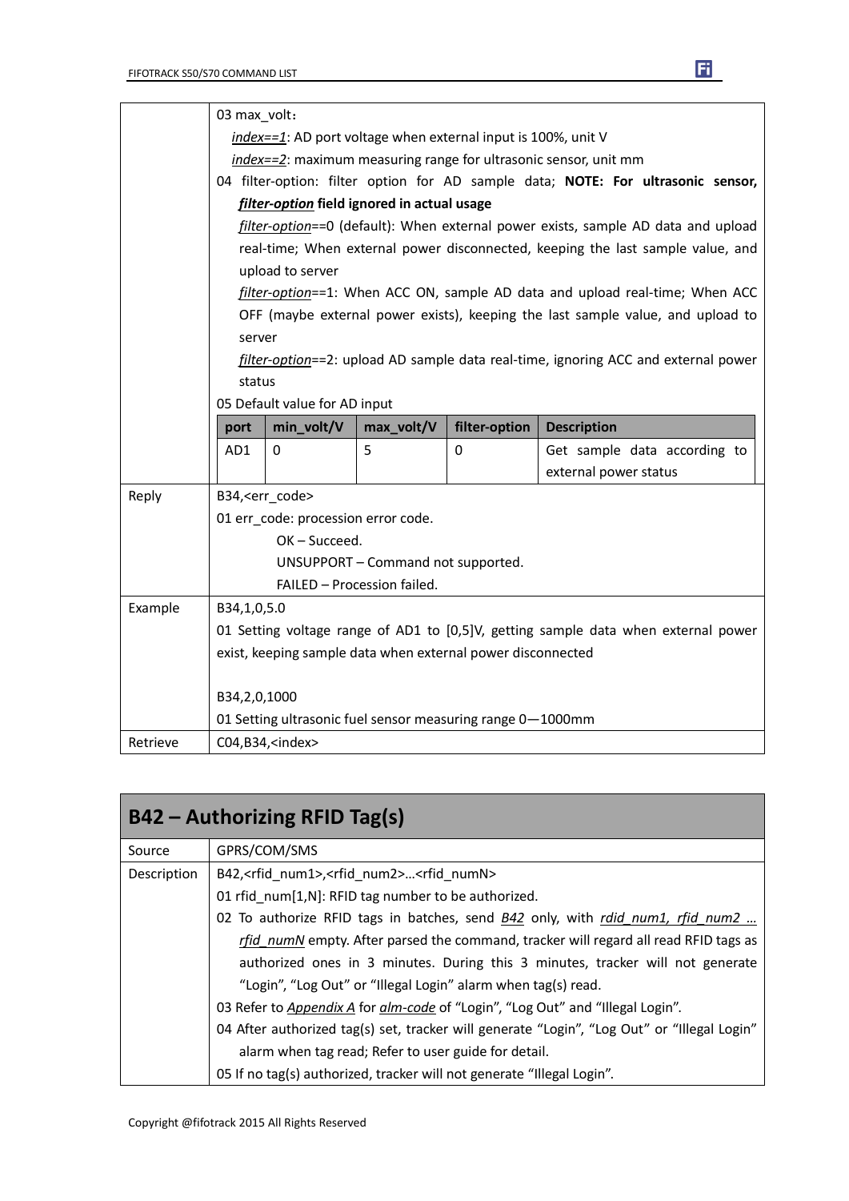| | |
|---|---|
| | 03 max_volt：<br>*index==1*: AD port voltage when external input is 100%, unit V<br>*index==2*: maximum measuring range for ultrasonic sensor, unit mm<br>04 filter-option: filter option for AD sample data; **NOTE: For ultrasonic sensor, *filter-option* field ignored in actual usage**<br>*filter-option*==0 (default): When external power exists, sample AD data and upload real-time; When external power disconnected, keeping the last sample value, and upload to server<br>*filter-option*==1: When ACC ON, sample AD data and upload real-time; When ACC OFF (maybe external power exists), keeping the last sample value, and upload to server<br>*filter-option*==2: upload AD sample data real-time, ignoring ACC and external power status<br>05 Default value for AD input<br><br>**port** \| **min_volt/V** \| **max_volt/V** \| **filter-option** \| **Description**<br>AD1 \| 0 \| 5 \| 0 \| Get sample data according to external power status |
| Reply | B34,<err_code><br>01 err_code: procession error code.<br>OK – Succeed.<br>UNSUPPORT – Command not supported.<br>FAILED – Procession failed. |
| Example | B34,1,0,5.0<br>01 Setting voltage range of AD1 to [0,5]V, getting sample data when external power exist, keeping sample data when external power disconnected<br><br>B34,2,0,1000<br>01 Setting ultrasonic fuel sensor measuring range 0—1000mm |
| Retrieve | C04,B34,<index> |

## B42 – Authorizing RFID Tag(s)

| | |
|---|---|
| Source | GPRS/COM/SMS |
| Description | B42,<rfid_num1>,<rfid_num2>…<rfid_numN><br>01 rfid_num[1,N]: RFID tag number to be authorized.<br>02 To authorize RFID tags in batches, send *B42* only, with *rdid_num1, rfid_num2 … rfid_numN* empty. After parsed the command, tracker will regard all read RFID tags as authorized ones in 3 minutes. During this 3 minutes, tracker will not generate “Login”, “Log Out” or “Illegal Login” alarm when tag(s) read.<br>03 Refer to *Appendix A* for *alm-code* of “Login”, “Log Out” and “Illegal Login”.<br>04 After authorized tag(s) set, tracker will generate “Login”, “Log Out” or “Illegal Login” alarm when tag read; Refer to user guide for detail.<br>05 If no tag(s) authorized, tracker will not generate “Illegal Login”. |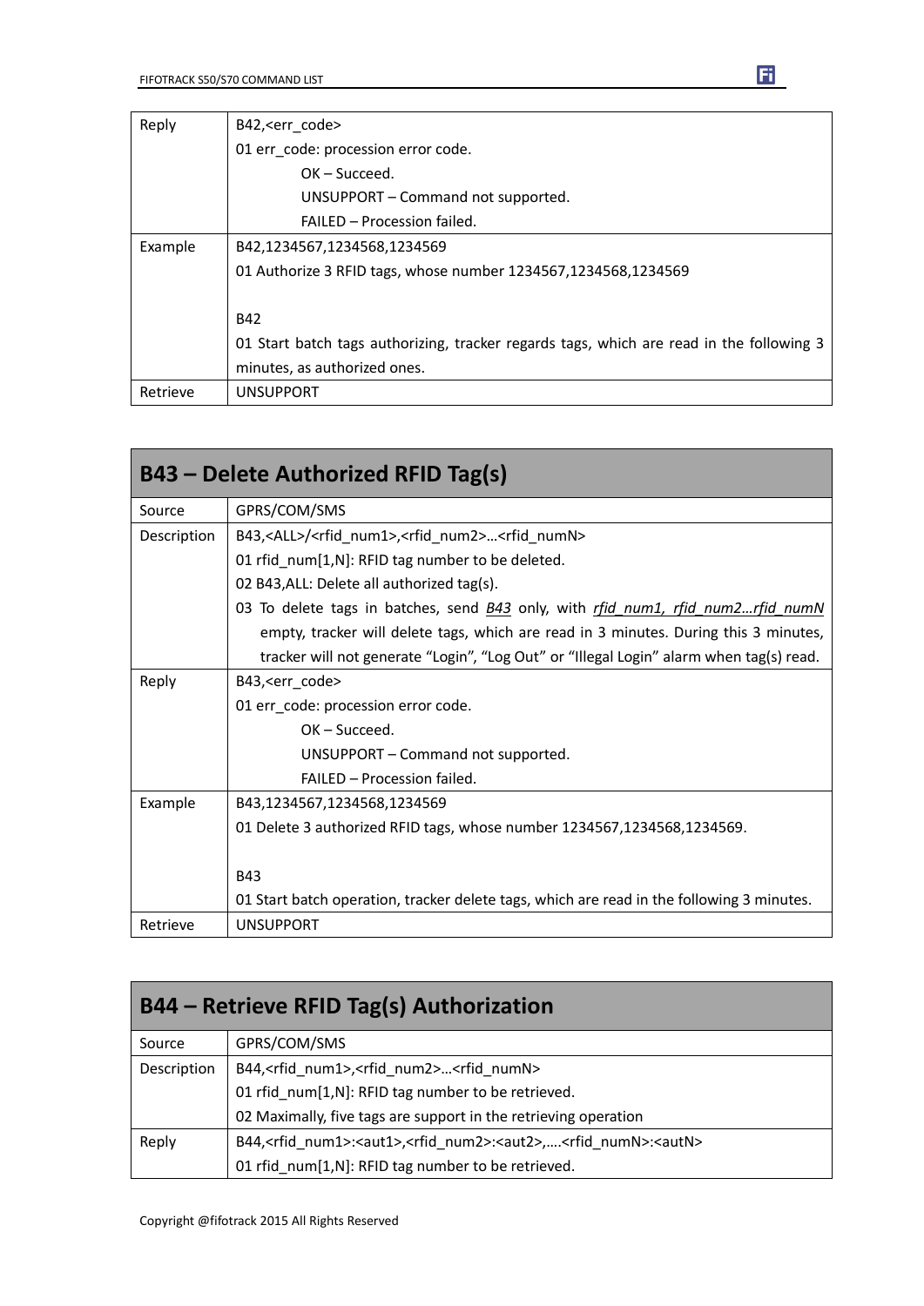| | |
|---|---|
| Reply | B42,<err_code><br>01 err_code: procession error code.<br>OK – Succeed.<br>UNSUPPORT – Command not supported.<br>FAILED – Procession failed. |
| Example | B42,1234567,1234568,1234569<br>01 Authorize 3 RFID tags, whose number 1234567,1234568,1234569<br><br>B42<br>01 Start batch tags authorizing, tracker regards tags, which are read in the following 3 minutes, as authorized ones. |
| Retrieve | UNSUPPORT |

## B43 – Delete Authorized RFID Tag(s)

| | |
|---|---|
| Source | GPRS/COM/SMS |
| Description | B43,<ALL>/<rfid_num1>,<rfid_num2>…<rfid_numN><br>01 rfid_num[1,N]: RFID tag number to be deleted.<br>02 B43,ALL: Delete all authorized tag(s).<br>03 To delete tags in batches, send *B43* only, with *rfid_num1, rfid_num2…rfid_numN* empty, tracker will delete tags, which are read in 3 minutes. During this 3 minutes, tracker will not generate "Login", "Log Out" or "Illegal Login" alarm when tag(s) read. |
| Reply | B43,<err_code><br>01 err_code: procession error code.<br>OK – Succeed.<br>UNSUPPORT – Command not supported.<br>FAILED – Procession failed. |
| Example | B43,1234567,1234568,1234569<br>01 Delete 3 authorized RFID tags, whose number 1234567,1234568,1234569.<br><br>B43<br>01 Start batch operation, tracker delete tags, which are read in the following 3 minutes. |
| Retrieve | UNSUPPORT |

## B44 – Retrieve RFID Tag(s) Authorization

| | |
|---|---|
| Source | GPRS/COM/SMS |
| Description | B44,<rfid_num1>,<rfid_num2>…<rfid_numN><br>01 rfid_num[1,N]: RFID tag number to be retrieved.<br>02 Maximally, five tags are support in the retrieving operation |
| Reply | B44,<rfid_num1>:<aut1>,<rfid_num2>:<aut2>,….<rfid_numN>:<autN><br>01 rfid_num[1,N]: RFID tag number to be retrieved. |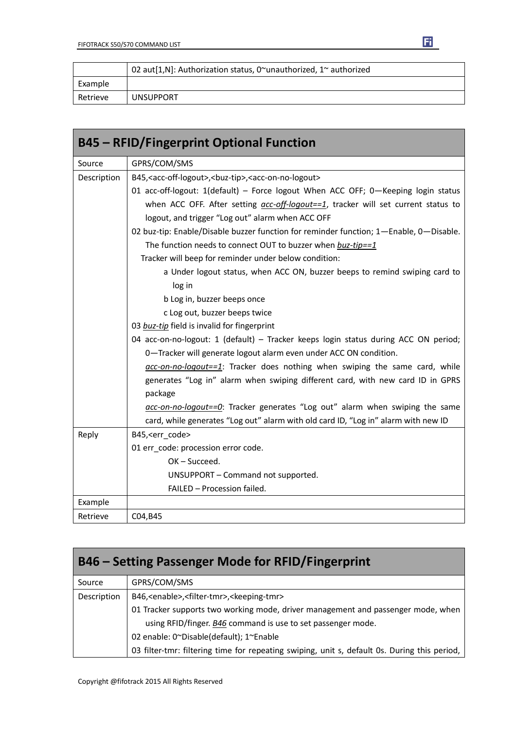| | |
|---|---|
| | 02 aut[1,N]: Authorization status, 0~unauthorized, 1~ authorized |
| Example | |
| Retrieve | UNSUPPORT |

## B45 – RFID/Fingerprint Optional Function

| | |
|---|---|
| Source | GPRS/COM/SMS |
| Description | B45,<acc-off-logout>,<buz-tip>,<acc-on-no-logout><br>01 acc-off-logout: 1(default) – Force logout When ACC OFF; 0—Keeping login status when ACC OFF. After setting *acc-off-logout==1*, tracker will set current status to logout, and trigger “Log out” alarm when ACC OFF<br>02 buz-tip: Enable/Disable buzzer function for reminder function; 1—Enable, 0—Disable. The function needs to connect OUT to buzzer when *buz-tip==1*<br>Tracker will beep for reminder under below condition:<br>a Under logout status, when ACC ON, buzzer beeps to remind swiping card to log in<br>b Log in, buzzer beeps once<br>c Log out, buzzer beeps twice<br>03 *buz-tip* field is invalid for fingerprint<br>04 acc-on-no-logout: 1 (default) – Tracker keeps login status during ACC ON period; 0—Tracker will generate logout alarm even under ACC ON condition.<br>*acc-on-no-logout==1*: Tracker does nothing when swiping the same card, while generates “Log in” alarm when swiping different card, with new card ID in GPRS package<br>*acc-on-no-logout==0*: Tracker generates “Log out” alarm when swiping the same card, while generates “Log out” alarm with old card ID, “Log in” alarm with new ID |
| Reply | B45,<err_code><br>01 err_code: procession error code.<br>OK – Succeed.<br>UNSUPPORT – Command not supported.<br>FAILED – Procession failed. |
| Example | |
| Retrieve | C04,B45 |

## B46 – Setting Passenger Mode for RFID/Fingerprint

| | |
|---|---|
| Source | GPRS/COM/SMS |
| Description | B46,<enable>,<filter-tmr>,<keeping-tmr><br>01 Tracker supports two working mode, driver management and passenger mode, when using RFID/finger. *B46* command is use to set passenger mode.<br>02 enable: 0~Disable(default); 1~Enable<br>03 filter-tmr: filtering time for repeating swiping, unit s, default 0s. During this period, |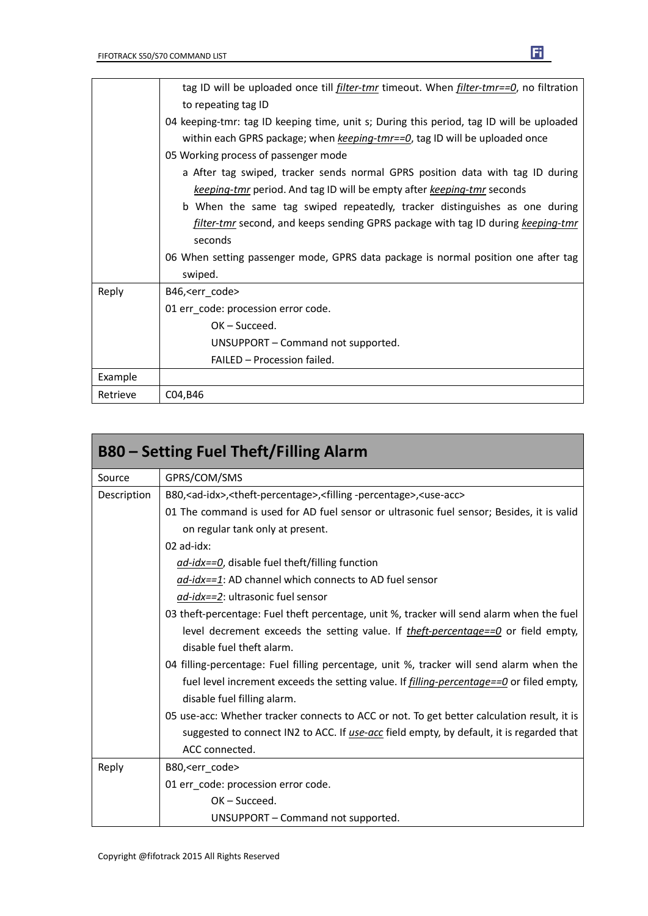| | |
|---|---|
| | tag ID will be uploaded once till *filter-tmr* timeout. When *filter-tmr==0*, no filtration to repeating tag ID<br>04 keeping-tmr: tag ID keeping time, unit s; During this period, tag ID will be uploaded within each GPRS package; when *keeping-tmr==0*, tag ID will be uploaded once<br>05 Working process of passenger mode<br>a After tag swiped, tracker sends normal GPRS position data with tag ID during *keeping-tmr* period. And tag ID will be empty after *keeping-tmr* seconds<br>b When the same tag swiped repeatedly, tracker distinguishes as one during *filter-tmr* second, and keeps sending GPRS package with tag ID during *keeping-tmr* seconds<br>06 When setting passenger mode, GPRS data package is normal position one after tag swiped. |
| Reply | B46,<err_code><br>01 err_code: procession error code.<br>OK – Succeed.<br>UNSUPPORT – Command not supported.<br>FAILED – Procession failed. |
| Example | |
| Retrieve | C04,B46 |

## B80 – Setting Fuel Theft/Filling Alarm

| | |
|---|---|
| Source | GPRS/COM/SMS |
| Description | B80,<ad-idx>,<theft-percentage>,<filling -percentage>,<use-acc><br>01 The command is used for AD fuel sensor or ultrasonic fuel sensor; Besides, it is valid on regular tank only at present.<br>02 ad-idx:<br>*ad-idx==0*, disable fuel theft/filling function<br>*ad-idx==1*: AD channel which connects to AD fuel sensor<br>*ad-idx==2*: ultrasonic fuel sensor<br>03 theft-percentage: Fuel theft percentage, unit %, tracker will send alarm when the fuel level decrement exceeds the setting value. If *theft-percentage==0* or field empty, disable fuel theft alarm.<br>04 filling-percentage: Fuel filling percentage, unit %, tracker will send alarm when the fuel level increment exceeds the setting value. If *filling-percentage==0* or filed empty, disable fuel filling alarm.<br>05 use-acc: Whether tracker connects to ACC or not. To get better calculation result, it is suggested to connect IN2 to ACC. If *use-acc* field empty, by default, it is regarded that ACC connected. |
| Reply | B80,<err_code><br>01 err_code: procession error code.<br>OK – Succeed.<br>UNSUPPORT – Command not supported. |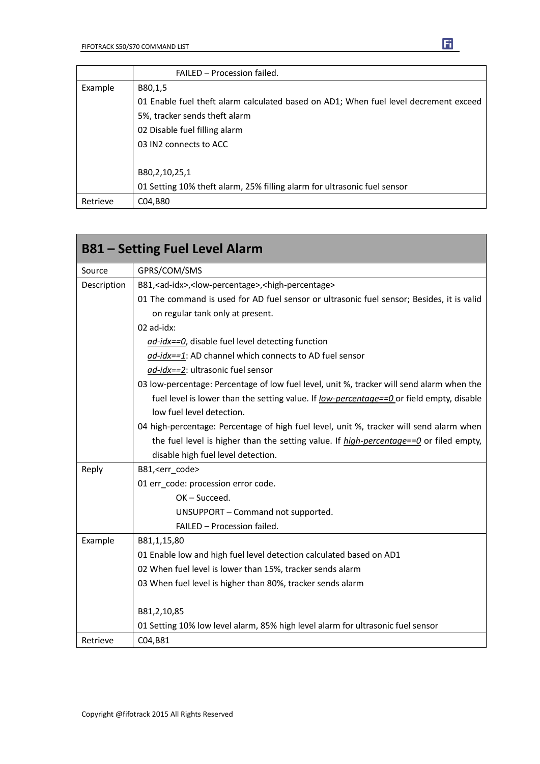| | |
|---|---|
| | FAILED – Procession failed. |
| Example | B80,1,5<br>01 Enable fuel theft alarm calculated based on AD1; When fuel level decrement exceed 5%, tracker sends theft alarm<br>02 Disable fuel filling alarm<br>03 IN2 connects to ACC<br><br>B80,2,10,25,1<br>01 Setting 10% theft alarm, 25% filling alarm for ultrasonic fuel sensor |
| Retrieve | C04,B80 |

## B81 – Setting Fuel Level Alarm

| | |
|---|---|
| Source | GPRS/COM/SMS |
| Description | B81,<ad-idx>,<low-percentage>,<high-percentage><br>01 The command is used for AD fuel sensor or ultrasonic fuel sensor; Besides, it is valid on regular tank only at present.<br>02 ad-idx:<br>*ad-idx==0*, disable fuel level detecting function<br>*ad-idx==1*: AD channel which connects to AD fuel sensor<br>*ad-idx==2*: ultrasonic fuel sensor<br>03 low-percentage: Percentage of low fuel level, unit %, tracker will send alarm when the fuel level is lower than the setting value. If *low-percentage==0* or field empty, disable low fuel level detection.<br>04 high-percentage: Percentage of high fuel level, unit %, tracker will send alarm when the fuel level is higher than the setting value. If *high-percentage==0* or filed empty, disable high fuel level detection. |
| Reply | B81,<err_code><br>01 err_code: procession error code.<br>OK – Succeed.<br>UNSUPPORT – Command not supported.<br>FAILED – Procession failed. |
| Example | B81,1,15,80<br>01 Enable low and high fuel level detection calculated based on AD1<br>02 When fuel level is lower than 15%, tracker sends alarm<br>03 When fuel level is higher than 80%, tracker sends alarm<br><br>B81,2,10,85<br>01 Setting 10% low level alarm, 85% high level alarm for ultrasonic fuel sensor |
| Retrieve | C04,B81 |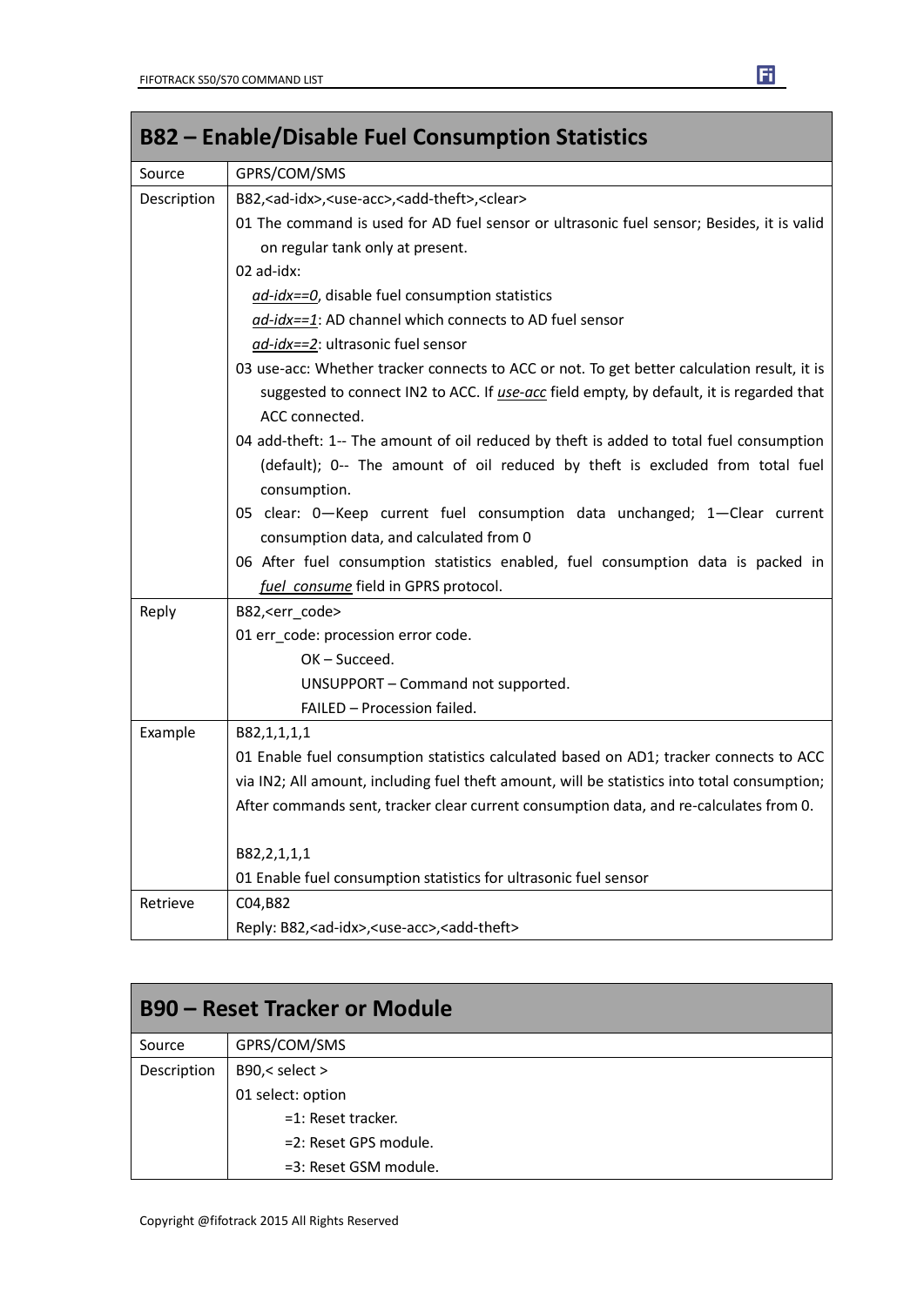## B82 – Enable/Disable Fuel Consumption Statistics

| | |
|---|---|
| Source | GPRS/COM/SMS |
| Description | B82,<ad-idx>,<use-acc>,<add-theft>,<clear><br>01 The command is used for AD fuel sensor or ultrasonic fuel sensor; Besides, it is valid on regular tank only at present.<br>02 ad-idx:<br>*ad-idx==0*, disable fuel consumption statistics<br>*ad-idx==1*: AD channel which connects to AD fuel sensor<br>*ad-idx==2*: ultrasonic fuel sensor<br>03 use-acc: Whether tracker connects to ACC or not. To get better calculation result, it is suggested to connect IN2 to ACC. If *use-acc* field empty, by default, it is regarded that ACC connected.<br>04 add-theft: 1-- The amount of oil reduced by theft is added to total fuel consumption (default); 0-- The amount of oil reduced by theft is excluded from total fuel consumption.<br>05 clear: 0—Keep current fuel consumption data unchanged; 1—Clear current consumption data, and calculated from 0<br>06 After fuel consumption statistics enabled, fuel consumption data is packed in *fuel_consume* field in GPRS protocol. |
| Reply | B82,<err_code><br>01 err_code: procession error code.<br>OK – Succeed.<br>UNSUPPORT – Command not supported.<br>FAILED – Procession failed. |
| Example | B82,1,1,1,1<br>01 Enable fuel consumption statistics calculated based on AD1; tracker connects to ACC via IN2; All amount, including fuel theft amount, will be statistics into total consumption; After commands sent, tracker clear current consumption data, and re-calculates from 0.<br><br>B82,2,1,1,1<br>01 Enable fuel consumption statistics for ultrasonic fuel sensor |
| Retrieve | C04,B82<br>Reply: B82,<ad-idx>,<use-acc>,<add-theft> |

## B90 – Reset Tracker or Module

| | |
|---|---|
| Source | GPRS/COM/SMS |
| Description | B90,< select ><br>01 select: option<br>=1: Reset tracker.<br>=2: Reset GPS module.<br>=3: Reset GSM module. |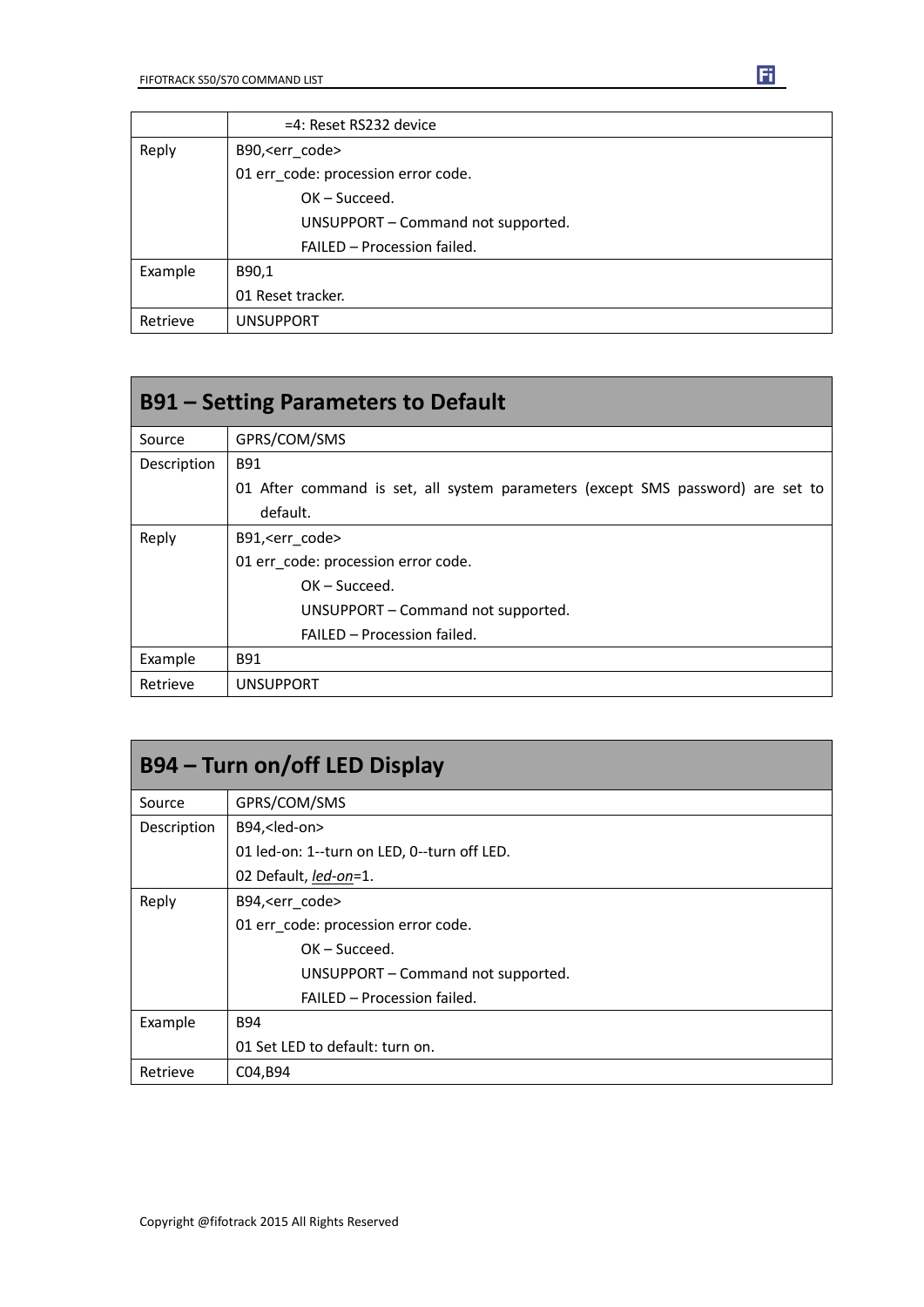| | =4: Reset RS232 device |
|---|---|
| Reply | B90,<err_code><br>01 err_code: procession error code.<br>OK – Succeed.<br>UNSUPPORT – Command not supported.<br>FAILED – Procession failed. |
| Example | B90,1<br>01 Reset tracker. |
| Retrieve | UNSUPPORT |

## B91 – Setting Parameters to Default

| | |
|---|---|
| Source | GPRS/COM/SMS |
| Description | B91<br>01 After command is set, all system parameters (except SMS password) are set to default. |
| Reply | B91,<err_code><br>01 err_code: procession error code.<br>OK – Succeed.<br>UNSUPPORT – Command not supported.<br>FAILED – Procession failed. |
| Example | B91 |
| Retrieve | UNSUPPORT |

## B94 – Turn on/off LED Display

| | |
|---|---|
| Source | GPRS/COM/SMS |
| Description | B94,<led-on><br>01 led-on: 1--turn on LED, 0--turn off LED.<br>02 Default, *led-on*=1. |
| Reply | B94,<err_code><br>01 err_code: procession error code.<br>OK – Succeed.<br>UNSUPPORT – Command not supported.<br>FAILED – Procession failed. |
| Example | B94<br>01 Set LED to default: turn on. |
| Retrieve | C04,B94 |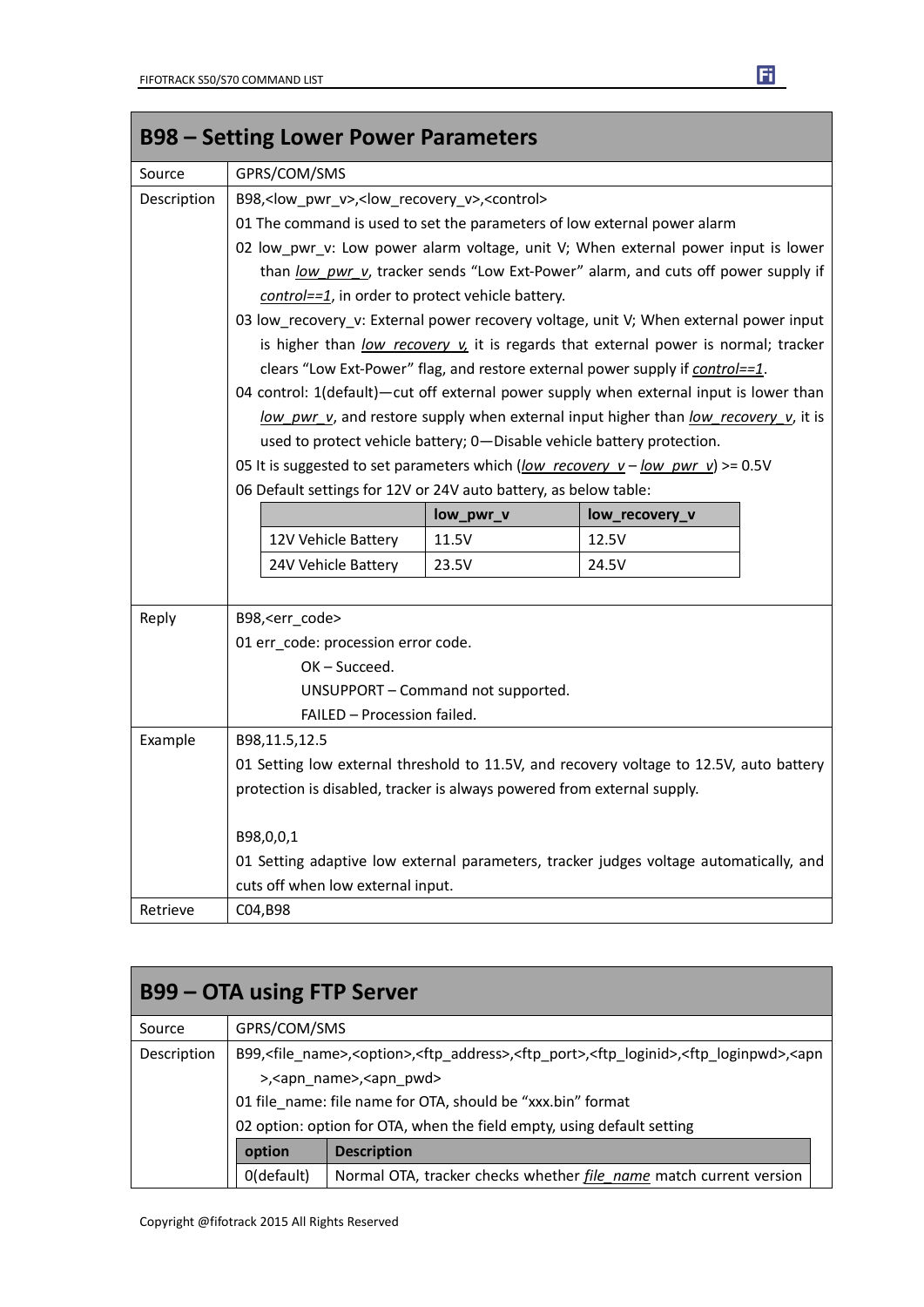## B98 – Setting Lower Power Parameters

| | |
|---|---|
| Source | GPRS/COM/SMS |
| Description | B98,<low_pwr_v>,<low_recovery_v>,<control><br>01 The command is used to set the parameters of low external power alarm<br>02 low_pwr_v: Low power alarm voltage, unit V; When external power input is lower than *low_pwr_v*, tracker sends "Low Ext-Power" alarm, and cuts off power supply if *control==1*, in order to protect vehicle battery.<br>03 low_recovery_v: External power recovery voltage, unit V; When external power input is higher than *low_recovery_v,* it is regards that external power is normal; tracker clears "Low Ext-Power" flag, and restore external power supply if *control==1*.<br>04 control: 1(default)—cut off external power supply when external input is lower than *low_pwr_v*, and restore supply when external input higher than *low_recovery_v*, it is used to protect vehicle battery; 0—Disable vehicle battery protection.<br>05 It is suggested to set parameters which (*low_recovery_v* – *low_pwr_v*) >= 0.5V<br>06 Default settings for 12V or 24V auto battery, as below table:<br><br>(see table below) |
| Reply | B98,<err_code><br>01 err_code: procession error code.<br>OK – Succeed.<br>UNSUPPORT – Command not supported.<br>FAILED – Procession failed. |
| Example | B98,11.5,12.5<br>01 Setting low external threshold to 11.5V, and recovery voltage to 12.5V, auto battery protection is disabled, tracker is always powered from external supply.<br><br>B98,0,0,1<br>01 Setting adaptive low external parameters, tracker judges voltage automatically, and cuts off when low external input. |
| Retrieve | C04,B98 |

| | low_pwr_v | low_recovery_v |
|---|---|---|
| 12V Vehicle Battery | 11.5V | 12.5V |
| 24V Vehicle Battery | 23.5V | 24.5V |

## B99 – OTA using FTP Server

| | |
|---|---|
| Source | GPRS/COM/SMS |
| Description | B99,<file_name>,<option>,<ftp_address>,<ftp_port>,<ftp_loginid>,<ftp_loginpwd>,<apn>,<apn_name>,<apn_pwd><br>01 file_name: file name for OTA, should be "xxx.bin" format<br>02 option: option for OTA, when the field empty, using default setting |

| option | Description |
|---|---|
| 0(default) | Normal OTA, tracker checks whether *file_name* match current version |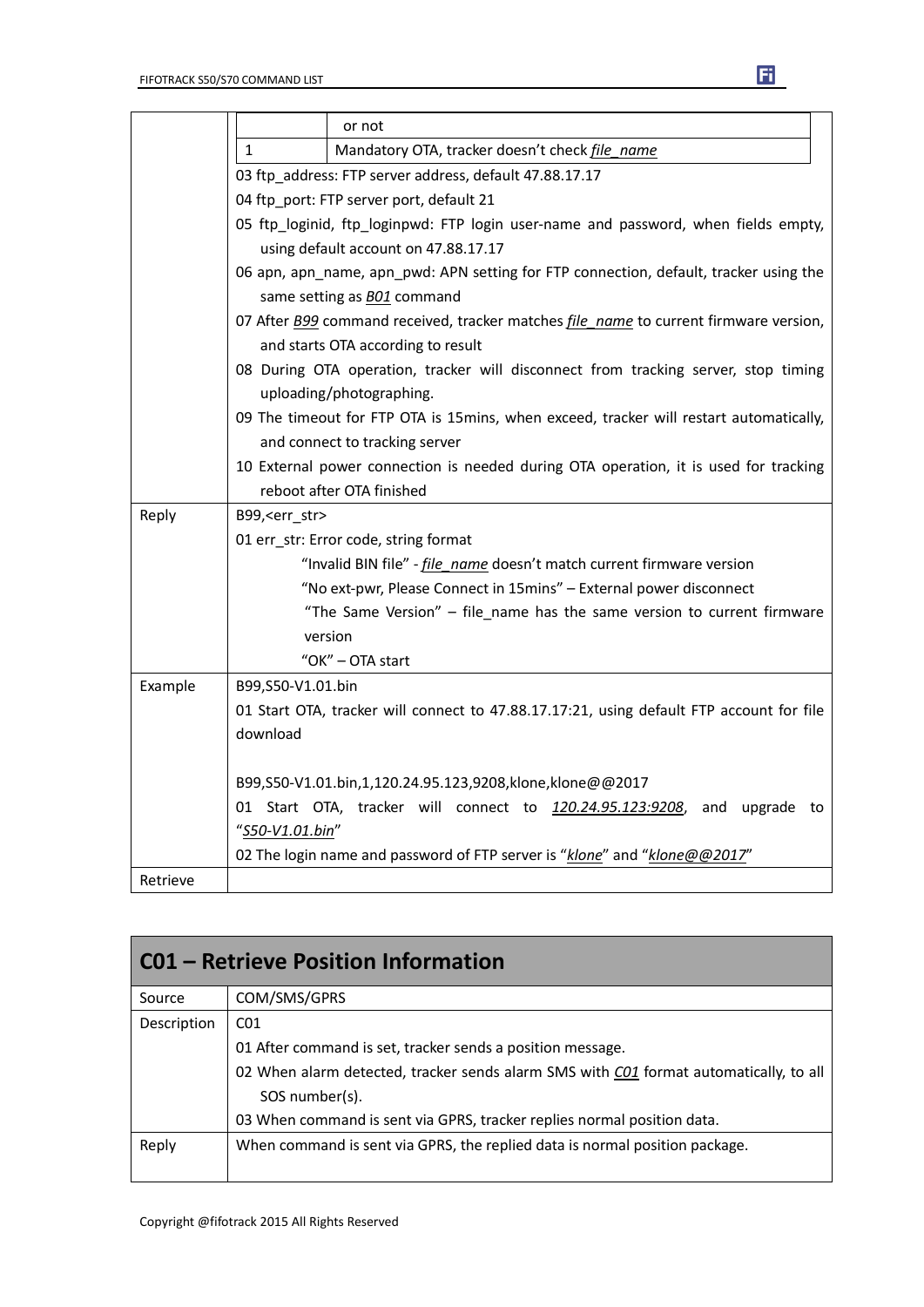| | |
|---|---|
| | or not |
| | 1 — Mandatory OTA, tracker doesn't check *file_name* |
| | 03 ftp_address: FTP server address, default 47.88.17.17<br>04 ftp_port: FTP server port, default 21<br>05 ftp_loginid, ftp_loginpwd: FTP login user-name and password, when fields empty, using default account on 47.88.17.17<br>06 apn, apn_name, apn_pwd: APN setting for FTP connection, default, tracker using the same setting as *B01* command<br>07 After *B99* command received, tracker matches *file_name* to current firmware version, and starts OTA according to result<br>08 During OTA operation, tracker will disconnect from tracking server, stop timing uploading/photographing.<br>09 The timeout for FTP OTA is 15mins, when exceed, tracker will restart automatically, and connect to tracking server<br>10 External power connection is needed during OTA operation, it is used for tracking reboot after OTA finished |
| Reply | B99,<err_str><br>01 err_str: Error code, string format<br>"Invalid BIN file" - *file_name* doesn't match current firmware version<br>"No ext-pwr, Please Connect in 15mins" – External power disconnect<br>"The Same Version" – file_name has the same version to current firmware version<br>"OK" – OTA start |
| Example | B99,S50-V1.01.bin<br>01 Start OTA, tracker will connect to 47.88.17.17:21, using default FTP account for file download<br><br>B99,S50-V1.01.bin,1,120.24.95.123,9208,klone,klone@@2017<br>01 Start OTA, tracker will connect to *120.24.95.123:9208*, and upgrade to "*S50-V1.01.bin*"<br>02 The login name and password of FTP server is "*klone*" and "*klone@@2017*" |
| Retrieve | |

## C01 – Retrieve Position Information

| | |
|---|---|
| Source | COM/SMS/GPRS |
| Description | C01<br>01 After command is set, tracker sends a position message.<br>02 When alarm detected, tracker sends alarm SMS with *C01* format automatically, to all SOS number(s).<br>03 When command is sent via GPRS, tracker replies normal position data. |
| Reply | When command is sent via GPRS, the replied data is normal position package. |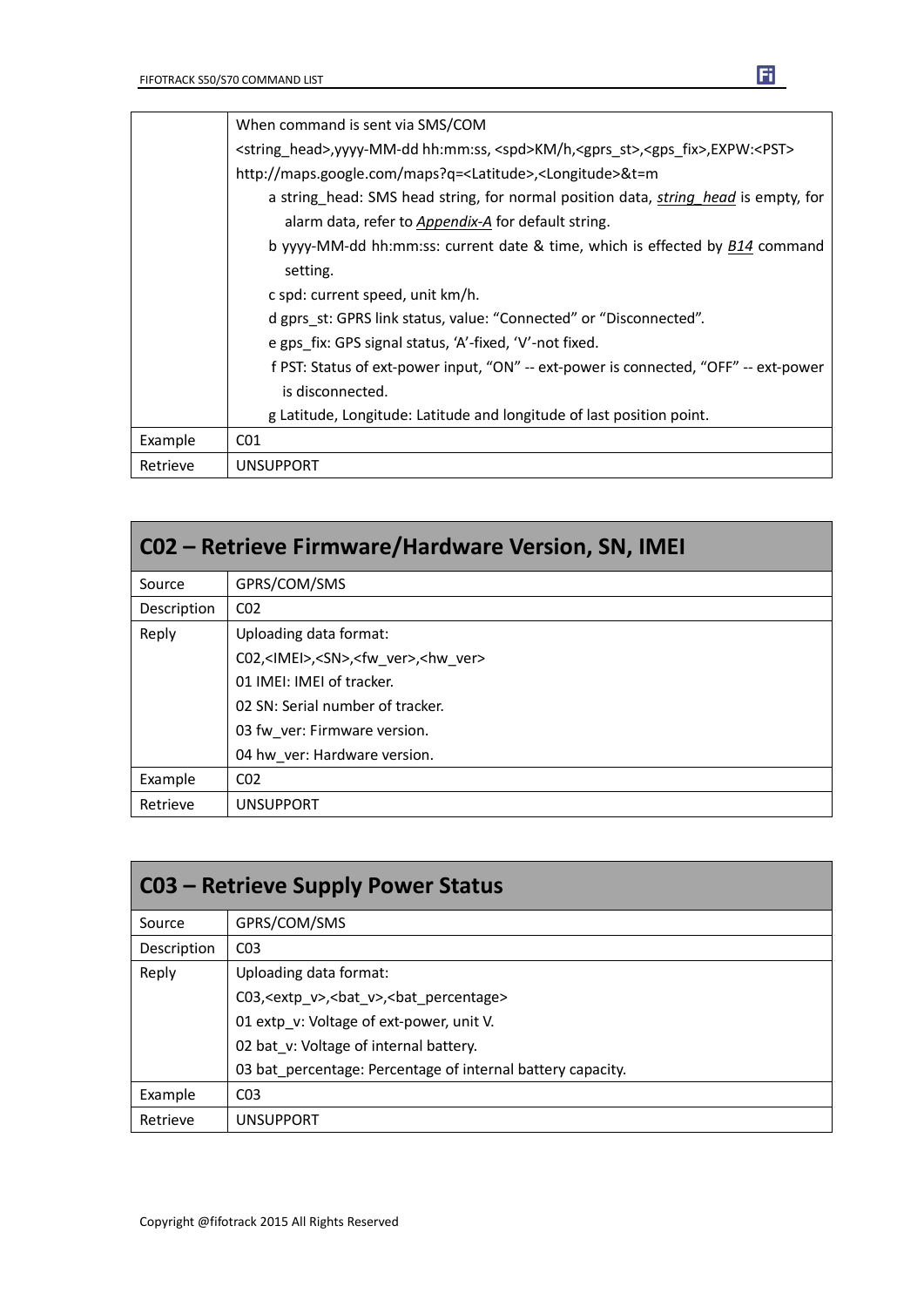| | |
|---|---|
| | When command is sent via SMS/COM<br><string_head>,yyyy-MM-dd hh:mm:ss, <spd>KM/h,<gprs_st>,<gps_fix>,EXPW:<PST><br>http://maps.google.com/maps?q=<Latitude>,<Longitude>&t=m<br>a string_head: SMS head string, for normal position data, ***string_head*** is empty, for alarm data, refer to ***Appendix-A*** for default string.<br>b yyyy-MM-dd hh:mm:ss: current date & time, which is effected by ***B14*** command setting.<br>c spd: current speed, unit km/h.<br>d gprs_st: GPRS link status, value: "Connected" or "Disconnected".<br>e gps_fix: GPS signal status, 'A'-fixed, 'V'-not fixed.<br>f PST: Status of ext-power input, "ON" -- ext-power is connected, "OFF" -- ext-power is disconnected.<br>g Latitude, Longitude: Latitude and longitude of last position point. |
| Example | C01 |
| Retrieve | UNSUPPORT |

## C02 – Retrieve Firmware/Hardware Version, SN, IMEI

| | |
|---|---|
| Source | GPRS/COM/SMS |
| Description | C02 |
| Reply | Uploading data format:<br>C02,<IMEI>,<SN>,<fw_ver>,<hw_ver><br>01 IMEI: IMEI of tracker.<br>02 SN: Serial number of tracker.<br>03 fw_ver: Firmware version.<br>04 hw_ver: Hardware version. |
| Example | C02 |
| Retrieve | UNSUPPORT |

## C03 – Retrieve Supply Power Status

| | |
|---|---|
| Source | GPRS/COM/SMS |
| Description | C03 |
| Reply | Uploading data format:<br>C03,<extp_v>,<bat_v>,<bat_percentage><br>01 extp_v: Voltage of ext-power, unit V.<br>02 bat_v: Voltage of internal battery.<br>03 bat_percentage: Percentage of internal battery capacity. |
| Example | C03 |
| Retrieve | UNSUPPORT |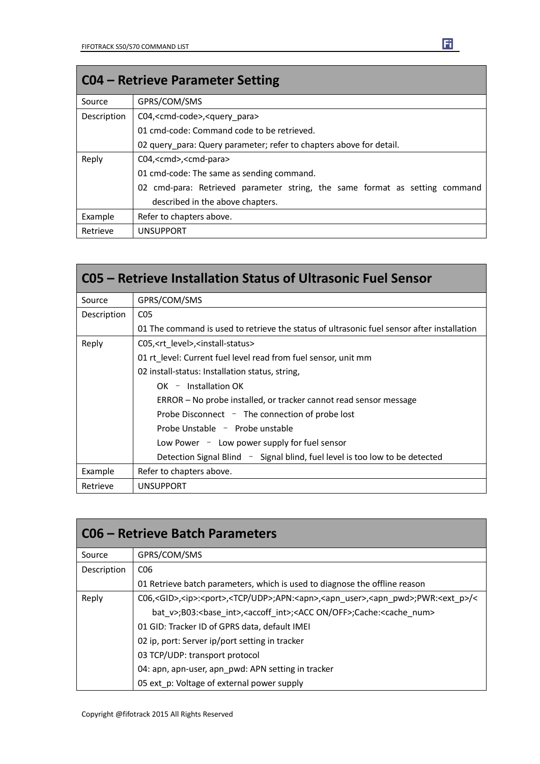## C04 – Retrieve Parameter Setting

| | |
|---|---|
| Source | GPRS/COM/SMS |
| Description | C04,<cmd-code>,<query_para><br>01 cmd-code: Command code to be retrieved.<br>02 query_para: Query parameter; refer to chapters above for detail. |
| Reply | C04,<cmd>,<cmd-para><br>01 cmd-code: The same as sending command.<br>02 cmd-para: Retrieved parameter string, the same format as setting command described in the above chapters. |
| Example | Refer to chapters above. |
| Retrieve | UNSUPPORT |

## C05 – Retrieve Installation Status of Ultrasonic Fuel Sensor

| | |
|---|---|
| Source | GPRS/COM/SMS |
| Description | C05<br>01 The command is used to retrieve the status of ultrasonic fuel sensor after installation |
| Reply | C05,<rt_level>,<install-status><br>01 rt_level: Current fuel level read from fuel sensor, unit mm<br>02 install-status: Installation status, string,<br>OK – Installation OK<br>ERROR – No probe installed, or tracker cannot read sensor message<br>Probe Disconnect – The connection of probe lost<br>Probe Unstable – Probe unstable<br>Low Power – Low power supply for fuel sensor<br>Detection Signal Blind – Signal blind, fuel level is too low to be detected |
| Example | Refer to chapters above. |
| Retrieve | UNSUPPORT |

## C06 – Retrieve Batch Parameters

| | |
|---|---|
| Source | GPRS/COM/SMS |
| Description | C06<br>01 Retrieve batch parameters, which is used to diagnose the offline reason |
| Reply | C06,<GID>,<ip>:<port>,<TCP/UDP>;APN:<apn>,<apn_user>,<apn_pwd>;PWR:<ext_p>/<bat_v>;B03:<base_int>,<accoff_int>;<ACC ON/OFF>;Cache:<cache_num><br>01 GID: Tracker ID of GPRS data, default IMEI<br>02 ip, port: Server ip/port setting in tracker<br>03 TCP/UDP: transport protocol<br>04: apn, apn-user, apn_pwd: APN setting in tracker<br>05 ext_p: Voltage of external power supply |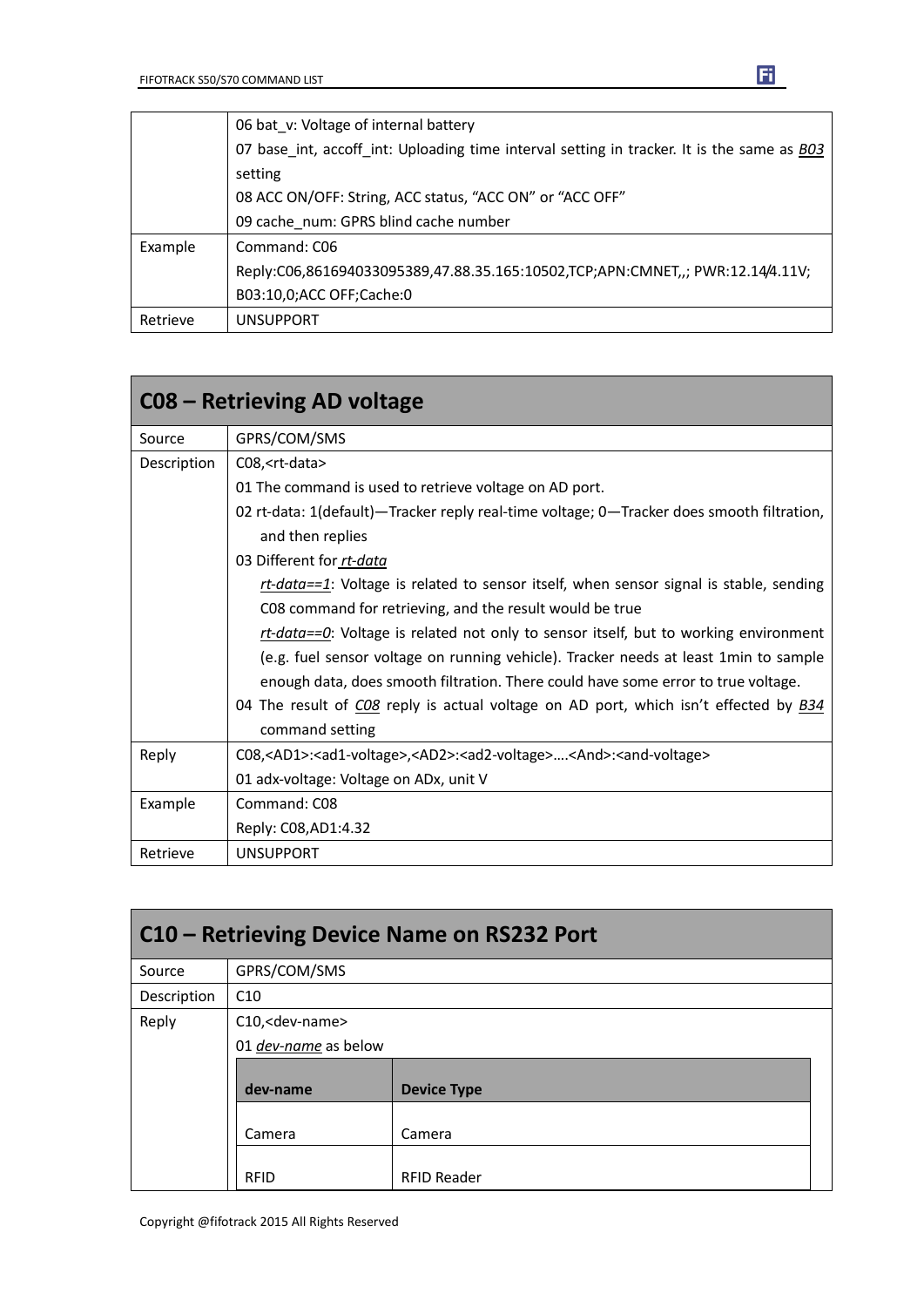| | |
|---|---|
| | 06 bat_v: Voltage of internal battery<br>07 base_int, accoff_int: Uploading time interval setting in tracker. It is the same as *B03* setting<br>08 ACC ON/OFF: String, ACC status, "ACC ON" or "ACC OFF"<br>09 cache_num: GPRS blind cache number |
| Example | Command: C06<br>Reply:C06,861694033095389,47.88.35.165:10502,TCP;APN:CMNET,,; PWR:12.14/4.11V; B03:10,0;ACC OFF;Cache:0 |
| Retrieve | UNSUPPORT |

## C08 – Retrieving AD voltage

| | |
|---|---|
| Source | GPRS/COM/SMS |
| Description | C08,<rt-data><br>01 The command is used to retrieve voltage on AD port.<br>02 rt-data: 1(default)—Tracker reply real-time voltage; 0—Tracker does smooth filtration, and then replies<br>03 Different for *rt-data*<br>*rt-data==1*: Voltage is related to sensor itself, when sensor signal is stable, sending C08 command for retrieving, and the result would be true<br>*rt-data==0*: Voltage is related not only to sensor itself, but to working environment (e.g. fuel sensor voltage on running vehicle). Tracker needs at least 1min to sample enough data, does smooth filtration. There could have some error to true voltage.<br>04 The result of *C08* reply is actual voltage on AD port, which isn't effected by *B34* command setting |
| Reply | C08,<AD1>:<ad1-voltage>,<AD2>:<ad2-voltage>….<And>:<and-voltage><br>01 adx-voltage: Voltage on ADx, unit V |
| Example | Command: C08<br>Reply: C08,AD1:4.32 |
| Retrieve | UNSUPPORT |

## C10 – Retrieving Device Name on RS232 Port

| | |
|---|---|
| Source | GPRS/COM/SMS |
| Description | C10 |
| Reply | C10,<dev-name><br>01 *dev-name* as below |

| dev-name | Device Type |
|---|---|
| Camera | Camera |
| RFID | RFID Reader |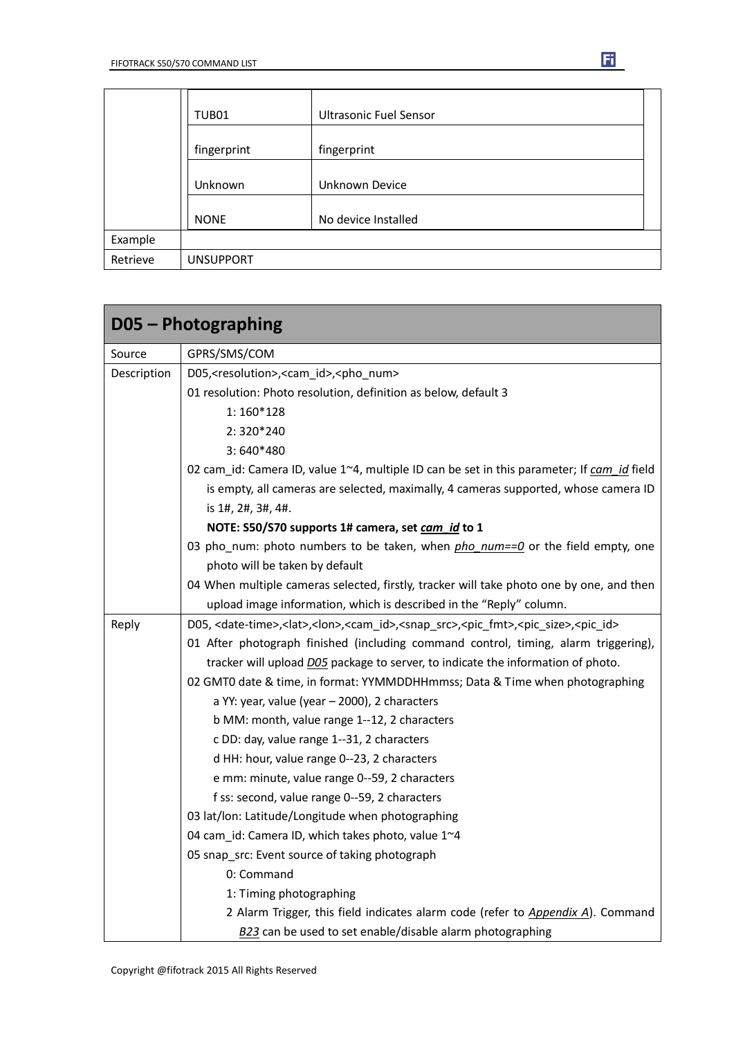| | | |
|---|---|---|
| | TUB01 | Ultrasonic Fuel Sensor |
| | fingerprint | fingerprint |
| | Unknown | Unknown Device |
| | NONE | No device Installed |
| Example | | |
| Retrieve | UNSUPPORT | |

## D05 – Photographing

| | |
|---|---|
| Source | GPRS/SMS/COM |
| Description | D05,<resolution>,<cam_id>,<pho_num><br>01 resolution: Photo resolution, definition as below, default 3<br>1: 160*128<br>2: 320*240<br>3: 640*480<br>02 cam_id: Camera ID, value 1~4, multiple ID can be set in this parameter; If *cam_id* field is empty, all cameras are selected, maximally, 4 cameras supported, whose camera ID is 1#, 2#, 3#, 4#.<br>**NOTE: S50/S70 supports 1# camera, set *cam_id* to 1**<br>03 pho_num: photo numbers to be taken, when *pho_num==0* or the field empty, one photo will be taken by default<br>04 When multiple cameras selected, firstly, tracker will take photo one by one, and then upload image information, which is described in the "Reply" column. |
| Reply | D05, <date-time>,<lat>,<lon>,<cam_id>,<snap_src>,<pic_fmt>,<pic_size>,<pic_id><br>01 After photograph finished (including command control, timing, alarm triggering), tracker will upload *D05* package to server, to indicate the information of photo.<br>02 GMT0 date & time, in format: YYMMDDHHmmss; Data & Time when photographing<br>a YY: year, value (year – 2000), 2 characters<br>b MM: month, value range 1--12, 2 characters<br>c DD: day, value range 1--31, 2 characters<br>d HH: hour, value range 0--23, 2 characters<br>e mm: minute, value range 0--59, 2 characters<br>f ss: second, value range 0--59, 2 characters<br>03 lat/lon: Latitude/Longitude when photographing<br>04 cam_id: Camera ID, which takes photo, value 1~4<br>05 snap_src: Event source of taking photograph<br>0: Command<br>1: Timing photographing<br>2 Alarm Trigger, this field indicates alarm code (refer to *Appendix A*). Command *B23* can be used to set enable/disable alarm photographing |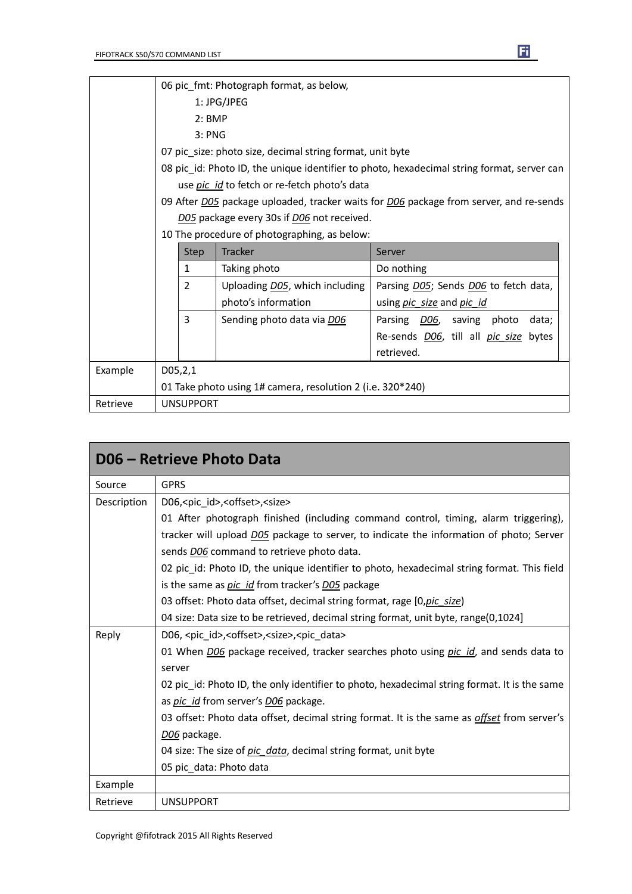| | |
|---|---|
| | 06 pic_fmt: Photograph format, as below,<br>1: JPG/JPEG<br>2: BMP<br>3: PNG<br>07 pic_size: photo size, decimal string format, unit byte<br>08 pic_id: Photo ID, the unique identifier to photo, hexadecimal string format, server can use *pic_id* to fetch or re-fetch photo's data<br>09 After *D05* package uploaded, tracker waits for *D06* package from server, and re-sends *D05* package every 30s if *D06* not received.<br>10 The procedure of photographing, as below:<br>Step 1 — Tracker: Taking photo; Server: Do nothing<br>Step 2 — Tracker: Uploading *D05*, which including photo's information; Server: Parsing *D05*; Sends *D06* to fetch data, using *pic_size* and *pic_id*<br>Step 3 — Tracker: Sending photo data via *D06*; Server: Parsing *D06*, saving photo data; Re-sends *D06*, till all *pic_size* bytes retrieved. |
| Example | D05,2,1<br>01 Take photo using 1# camera, resolution 2 (i.e. 320*240) |
| Retrieve | UNSUPPORT |

## D06 – Retrieve Photo Data

| | |
|---|---|
| Source | GPRS |
| Description | D06,<pic_id>,<offset>,<size><br>01 After photograph finished (including command control, timing, alarm triggering), tracker will upload *D05* package to server, to indicate the information of photo; Server sends *D06* command to retrieve photo data.<br>02 pic_id: Photo ID, the unique identifier to photo, hexadecimal string format. This field is the same as *pic_id* from tracker's *D05* package<br>03 offset: Photo data offset, decimal string format, rage [0,*pic_size*)<br>04 size: Data size to be retrieved, decimal string format, unit byte, range(0,1024] |
| Reply | D06, <pic_id>,<offset>,<size>,<pic_data><br>01 When *D06* package received, tracker searches photo using *pic_id*, and sends data to server<br>02 pic_id: Photo ID, the only identifier to photo, hexadecimal string format. It is the same as *pic_id* from server's *D06* package.<br>03 offset: Photo data offset, decimal string format. It is the same as *offset* from server's *D06* package.<br>04 size: The size of *pic_data*, decimal string format, unit byte<br>05 pic_data: Photo data |
| Example | |
| Retrieve | UNSUPPORT |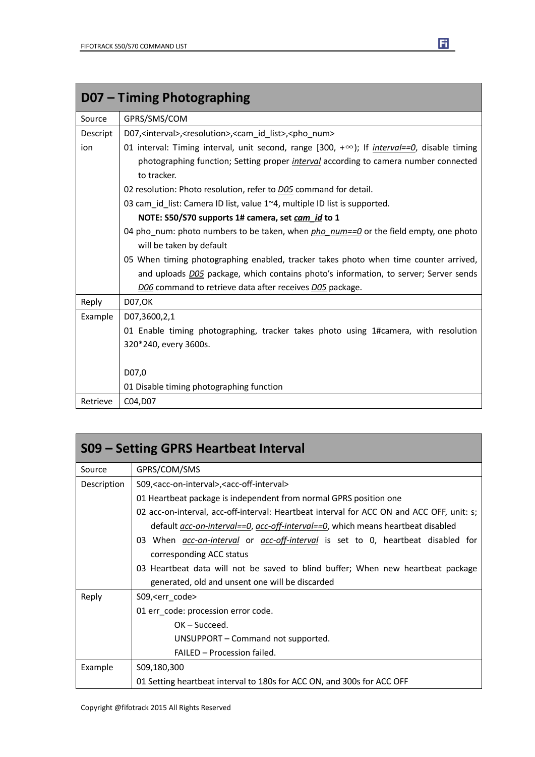| D07 – Timing Photographing | |
|---|---|
| Source | GPRS/SMS/COM |
| Description | D07,<interval>,<resolution>,<cam_id_list>,<pho_num><br>01 interval: Timing interval, unit second, range [300, +∞); If *interval==0*, disable timing photographing function; Setting proper *interval* according to camera number connected to tracker.<br>02 resolution: Photo resolution, refer to *D05* command for detail.<br>03 cam_id_list: Camera ID list, value 1~4, multiple ID list is supported.<br>**NOTE: S50/S70 supports 1# camera, set *cam_id* to 1**<br>04 pho_num: photo numbers to be taken, when *pho_num==0* or the field empty, one photo will be taken by default<br>05 When timing photographing enabled, tracker takes photo when time counter arrived, and uploads *D05* package, which contains photo's information, to server; Server sends *D06* command to retrieve data after receives *D05* package. |
| Reply | D07,OK |
| Example | D07,3600,2,1<br>01 Enable timing photographing, tracker takes photo using 1#camera, with resolution 320*240, every 3600s.<br><br>D07,0<br>01 Disable timing photographing function |
| Retrieve | C04,D07 |

| S09 – Setting GPRS Heartbeat Interval | |
|---|---|
| Source | GPRS/COM/SMS |
| Description | S09,<acc-on-interval>,<acc-off-interval><br>01 Heartbeat package is independent from normal GPRS position one<br>02 acc-on-interval, acc-off-interval: Heartbeat interval for ACC ON and ACC OFF, unit: s; default *acc-on-interval==0*, *acc-off-interval==0*, which means heartbeat disabled<br>03 When *acc-on-interval* or *acc-off-interval* is set to 0, heartbeat disabled for corresponding ACC status<br>03 Heartbeat data will not be saved to blind buffer; When new heartbeat package generated, old and unsent one will be discarded |
| Reply | S09,<err_code><br>01 err_code: procession error code.<br>OK – Succeed.<br>UNSUPPORT – Command not supported.<br>FAILED – Procession failed. |
| Example | S09,180,300<br>01 Setting heartbeat interval to 180s for ACC ON, and 300s for ACC OFF |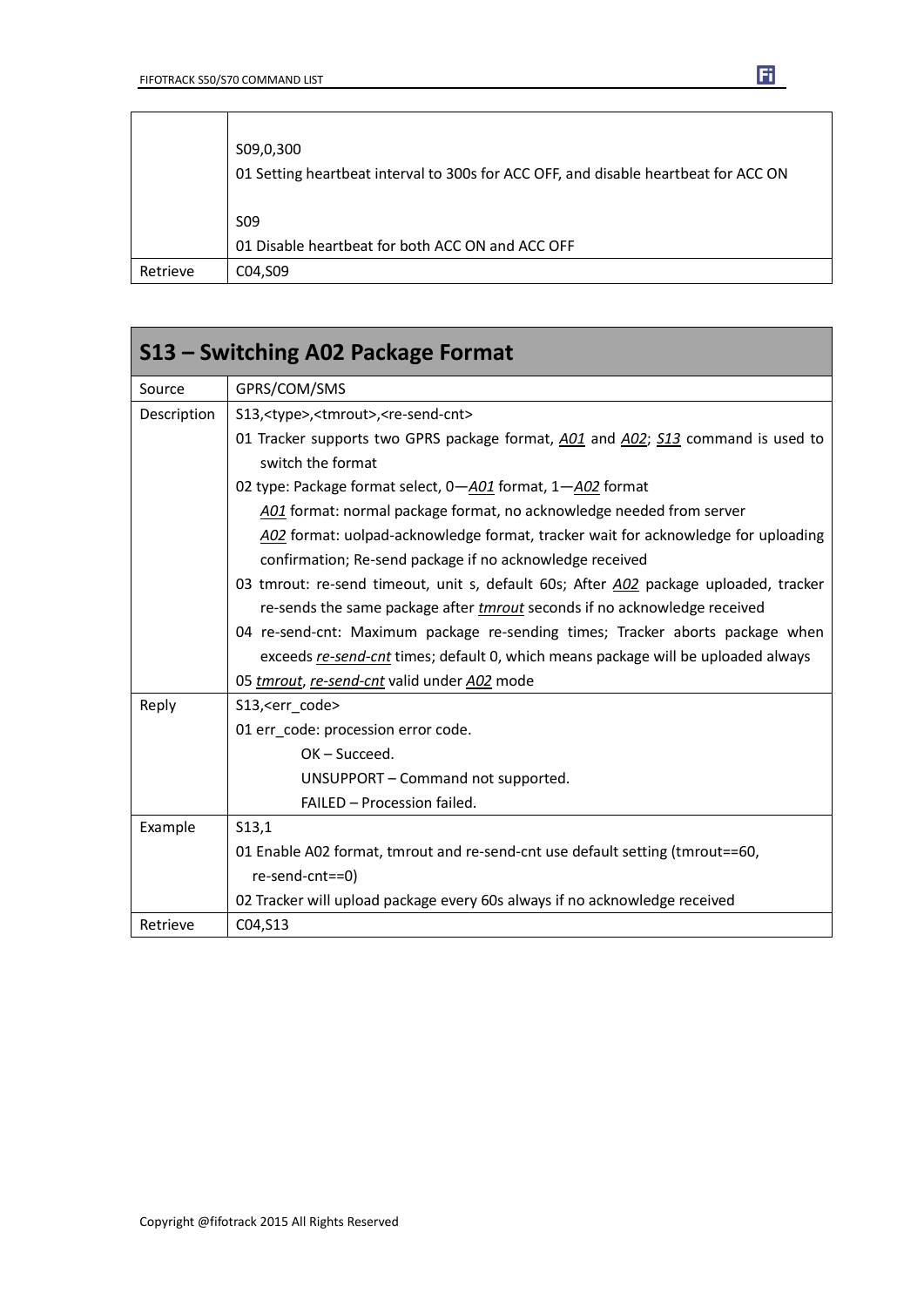| | |
|---|---|
| | S09,0,300<br>01 Setting heartbeat interval to 300s for ACC OFF, and disable heartbeat for ACC ON<br><br>S09<br>01 Disable heartbeat for both ACC ON and ACC OFF |
| Retrieve | C04,S09 |

| S13 – Switching A02 Package Format | |
|---|---|
| Source | GPRS/COM/SMS |
| Description | S13,<type>,<tmrout>,<re-send-cnt><br>01 Tracker supports two GPRS package format, *A01* and *A02*; *S13* command is used to switch the format<br>02 type: Package format select, 0—*A01* format, 1—*A02* format<br>*A01* format: normal package format, no acknowledge needed from server<br>*A02* format: uolpad-acknowledge format, tracker wait for acknowledge for uploading confirmation; Re-send package if no acknowledge received<br>03 tmrout: re-send timeout, unit s, default 60s; After *A02* package uploaded, tracker re-sends the same package after *tmrout* seconds if no acknowledge received<br>04 re-send-cnt: Maximum package re-sending times; Tracker aborts package when exceeds *re-send-cnt* times; default 0, which means package will be uploaded always<br>05 *tmrout*, *re-send-cnt* valid under *A02* mode |
| Reply | S13,<err_code><br>01 err_code: procession error code.<br>OK – Succeed.<br>UNSUPPORT – Command not supported.<br>FAILED – Procession failed. |
| Example | S13,1<br>01 Enable A02 format, tmrout and re-send-cnt use default setting (tmrout==60, re-send-cnt==0)<br>02 Tracker will upload package every 60s always if no acknowledge received |
| Retrieve | C04,S13 |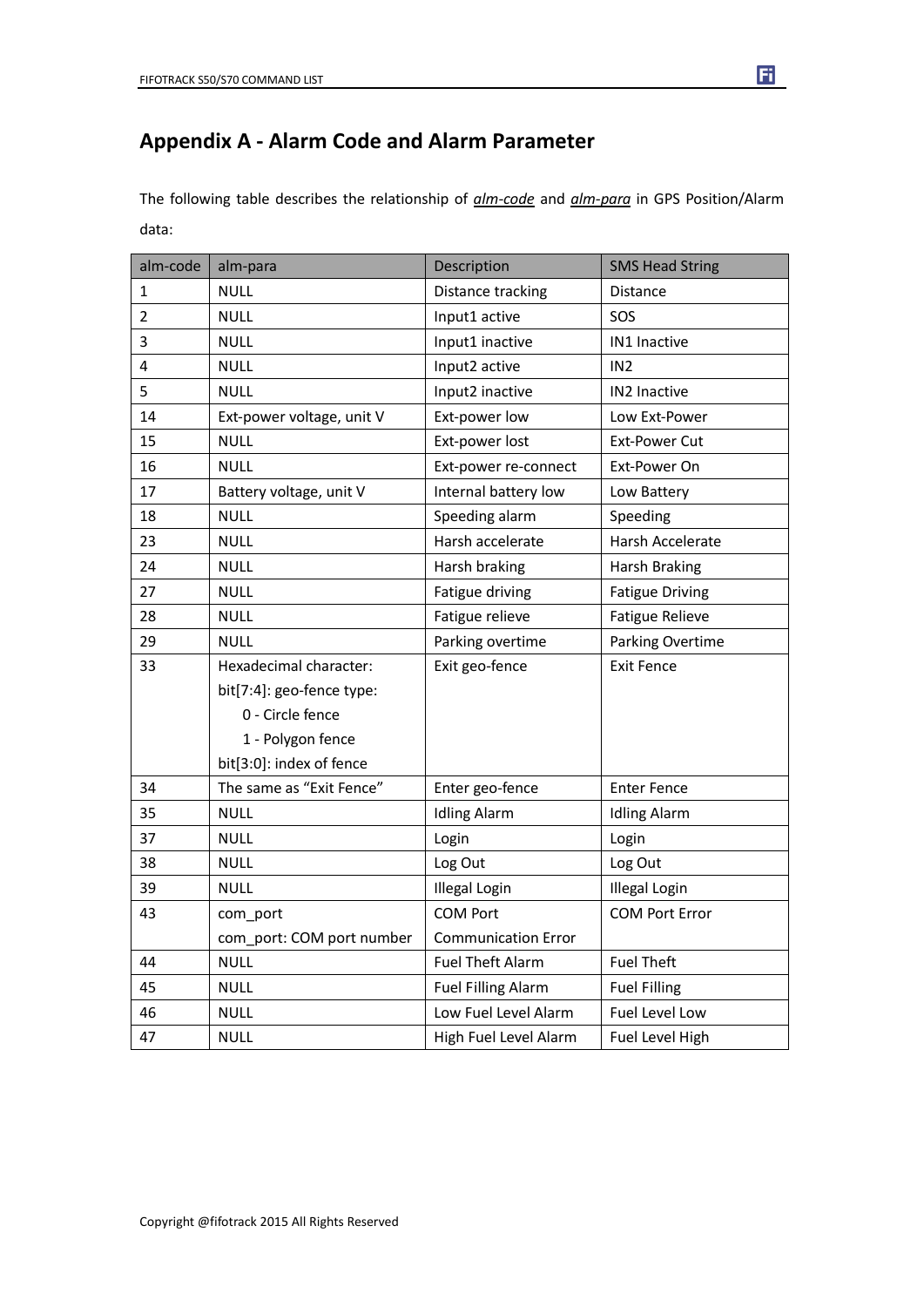# Appendix A - Alarm Code and Alarm Parameter

The following table describes the relationship of ***alm-code*** and ***alm-para*** in GPS Position/Alarm data:

| alm-code | alm-para | Description | SMS Head String |
|---|---|---|---|
| 1 | NULL | Distance tracking | Distance |
| 2 | NULL | Input1 active | SOS |
| 3 | NULL | Input1 inactive | IN1 Inactive |
| 4 | NULL | Input2 active | IN2 |
| 5 | NULL | Input2 inactive | IN2 Inactive |
| 14 | Ext-power voltage, unit V | Ext-power low | Low Ext-Power |
| 15 | NULL | Ext-power lost | Ext-Power Cut |
| 16 | NULL | Ext-power re-connect | Ext-Power On |
| 17 | Battery voltage, unit V | Internal battery low | Low Battery |
| 18 | NULL | Speeding alarm | Speeding |
| 23 | NULL | Harsh accelerate | Harsh Accelerate |
| 24 | NULL | Harsh braking | Harsh Braking |
| 27 | NULL | Fatigue driving | Fatigue Driving |
| 28 | NULL | Fatigue relieve | Fatigue Relieve |
| 29 | NULL | Parking overtime | Parking Overtime |
| 33 | Hexadecimal character:<br>bit[7:4]: geo-fence type:<br>0 - Circle fence<br>1 - Polygon fence<br>bit[3:0]: index of fence | Exit geo-fence | Exit Fence |
| 34 | The same as “Exit Fence” | Enter geo-fence | Enter Fence |
| 35 | NULL | Idling Alarm | Idling Alarm |
| 37 | NULL | Login | Login |
| 38 | NULL | Log Out | Log Out |
| 39 | NULL | Illegal Login | Illegal Login |
| 43 | com_port<br>com_port: COM port number | COM Port Communication Error | COM Port Error |
| 44 | NULL | Fuel Theft Alarm | Fuel Theft |
| 45 | NULL | Fuel Filling Alarm | Fuel Filling |
| 46 | NULL | Low Fuel Level Alarm | Fuel Level Low |
| 47 | NULL | High Fuel Level Alarm | Fuel Level High |